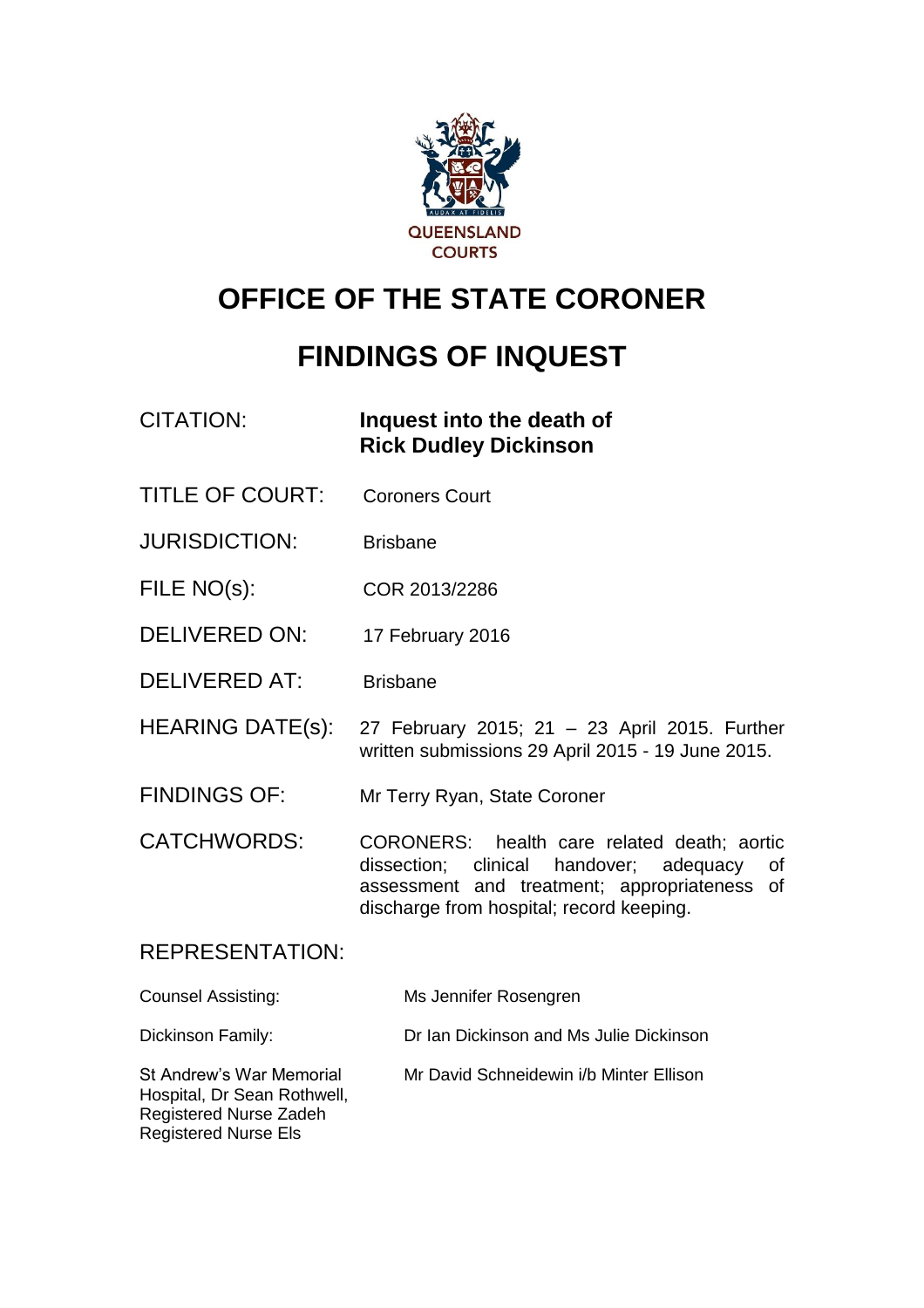QUEENSLAND COURTS

# OFFICE OF THE STATE CORONER

# FINDINGS OF INQUEST

| | |
|---|---|
| CITATION: | **Inquest into the death of Rick Dudley Dickinson** |
| TITLE OF COURT: | Coroners Court |
| JURISDICTION: | Brisbane |
| FILE NO(s): | COR 2013/2286 |
| DELIVERED ON: | 17 February 2016 |
| DELIVERED AT: | Brisbane |
| HEARING DATE(s): | 27 February 2015; 21 – 23 April 2015. Further written submissions 29 April 2015 - 19 June 2015. |
| FINDINGS OF: | Mr Terry Ryan, State Coroner |
| CATCHWORDS: | CORONERS: health care related death; aortic dissection; clinical handover; adequacy of assessment and treatment; appropriateness of discharge from hospital; record keeping. |

REPRESENTATION:

| | |
|---|---|
| Counsel Assisting: | Ms Jennifer Rosengren |
| Dickinson Family: | Dr Ian Dickinson and Ms Julie Dickinson |
| St Andrew's War Memorial Hospital, Dr Sean Rothwell, Registered Nurse Zadeh Registered Nurse Els | Mr David Schneidewin i/b Minter Ellison |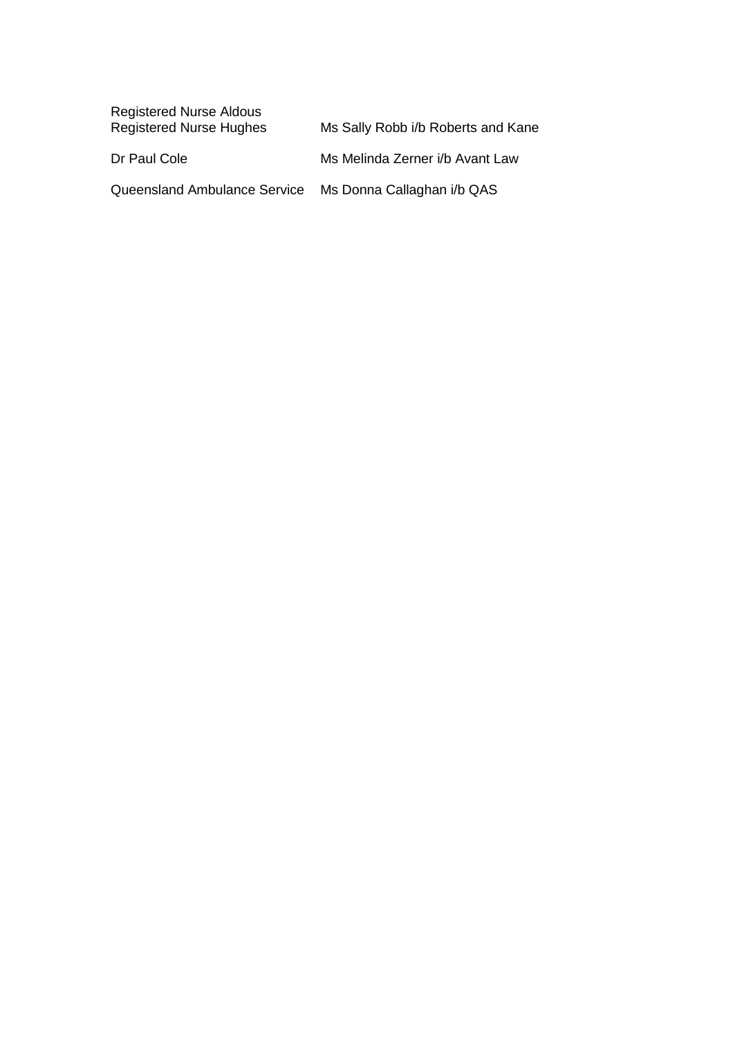| | |
|---|---|
| Registered Nurse Aldous<br>Registered Nurse Hughes | Ms Sally Robb i/b Roberts and Kane |
| Dr Paul Cole | Ms Melinda Zerner i/b Avant Law |
| Queensland Ambulance Service | Ms Donna Callaghan i/b QAS |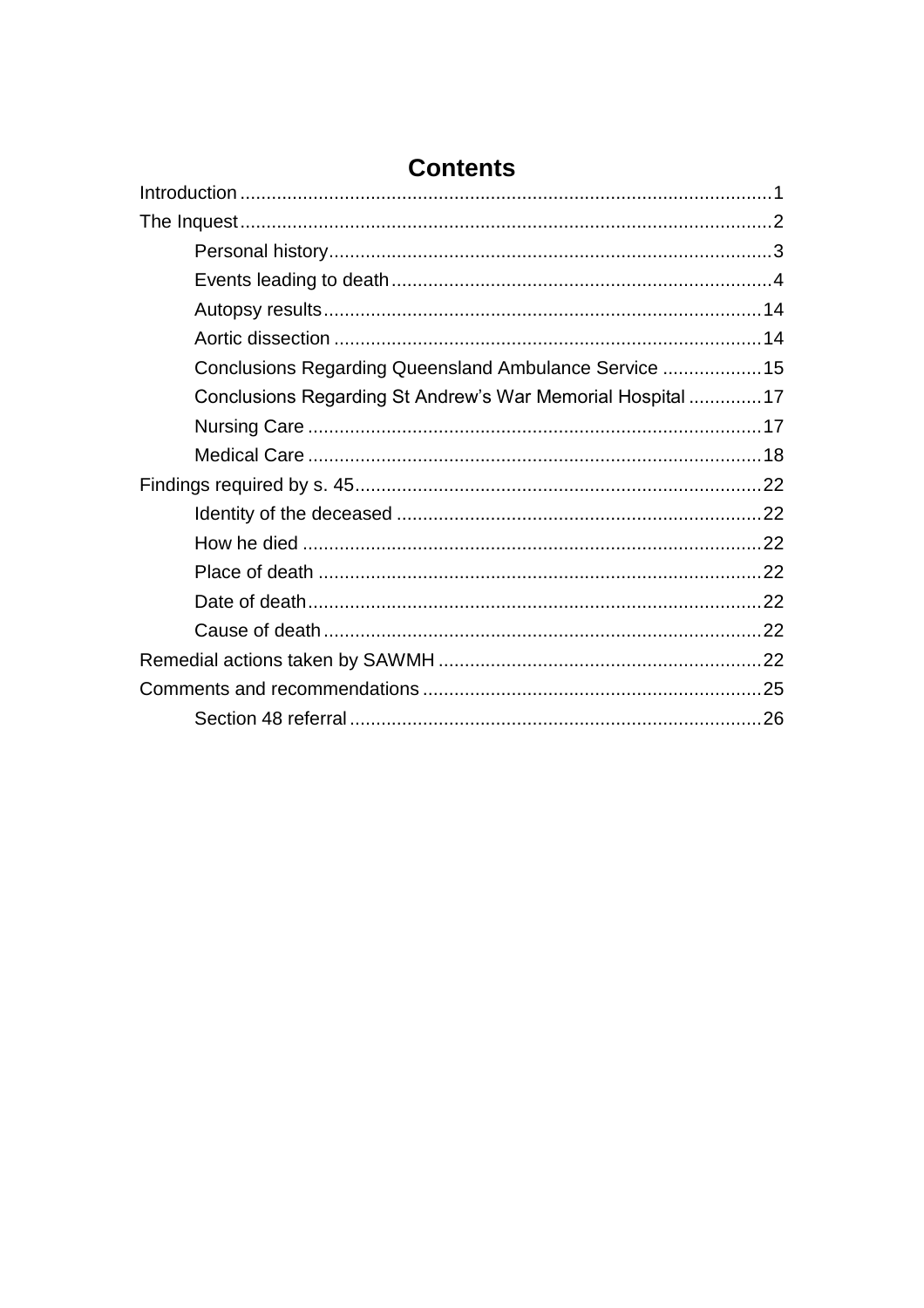# Contents

Introduction ....................................................................................................1
The Inquest....................................................................................................2
- Personal history....................................................................................3
- Events leading to death........................................................................4
- Autopsy results....................................................................................14
- Aortic dissection ..................................................................................14
- Conclusions Regarding Queensland Ambulance Service ...................15
- Conclusions Regarding St Andrew's War Memorial Hospital ..............17
- Nursing Care .......................................................................................17
- Medical Care .......................................................................................18

Findings required by s. 45.............................................................................22
- Identity of the deceased ......................................................................22
- How he died ........................................................................................22
- Place of death .....................................................................................22
- Date of death.......................................................................................22
- Cause of death ....................................................................................22

Remedial actions taken by SAWMH .............................................................22
Comments and recommendations ................................................................25
- Section 48 referral ...............................................................................26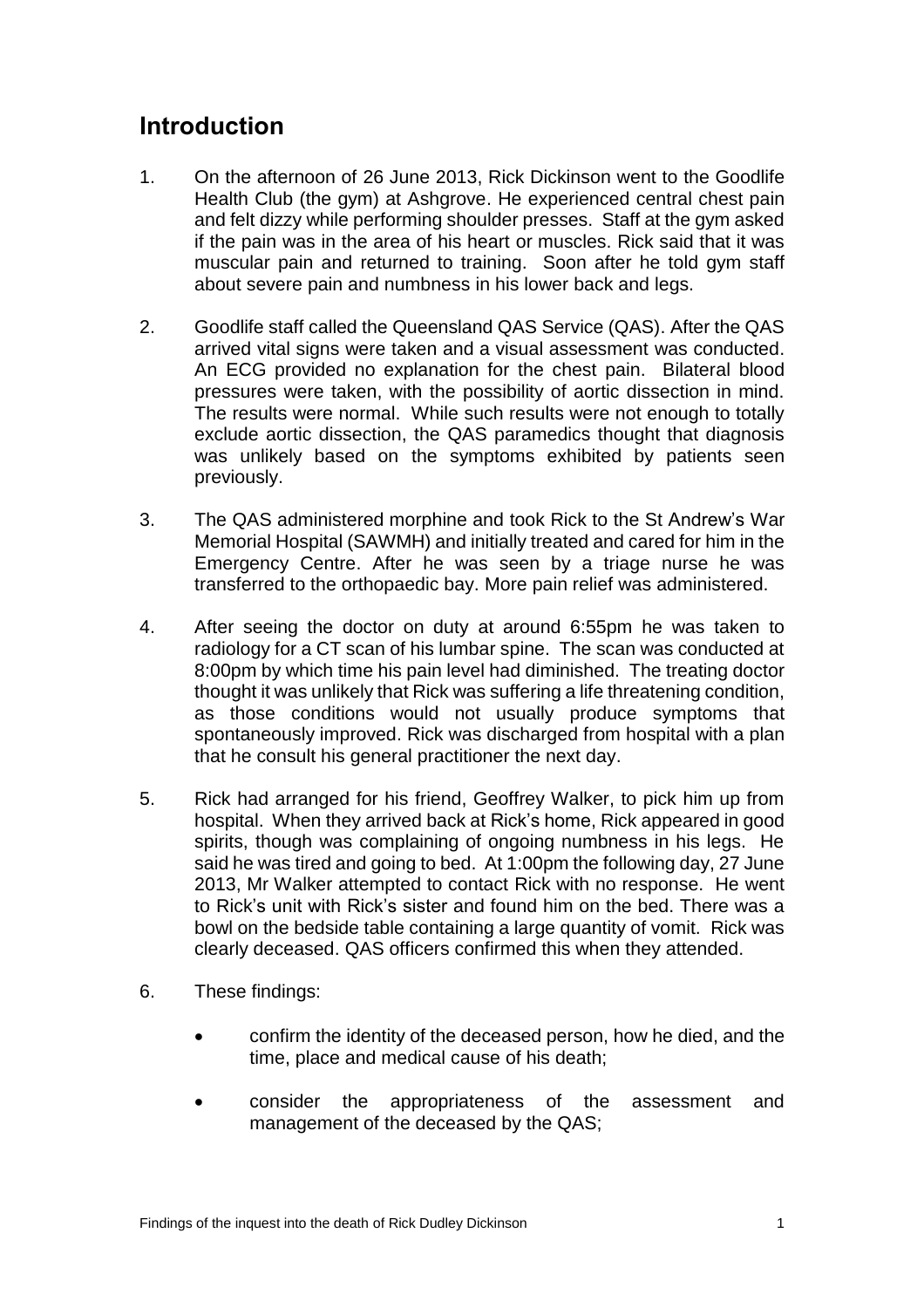## Introduction

1. On the afternoon of 26 June 2013, Rick Dickinson went to the Goodlife Health Club (the gym) at Ashgrove. He experienced central chest pain and felt dizzy while performing shoulder presses. Staff at the gym asked if the pain was in the area of his heart or muscles. Rick said that it was muscular pain and returned to training. Soon after he told gym staff about severe pain and numbness in his lower back and legs.

2. Goodlife staff called the Queensland QAS Service (QAS). After the QAS arrived vital signs were taken and a visual assessment was conducted. An ECG provided no explanation for the chest pain. Bilateral blood pressures were taken, with the possibility of aortic dissection in mind. The results were normal. While such results were not enough to totally exclude aortic dissection, the QAS paramedics thought that diagnosis was unlikely based on the symptoms exhibited by patients seen previously.

3. The QAS administered morphine and took Rick to the St Andrew's War Memorial Hospital (SAWMH) and initially treated and cared for him in the Emergency Centre. After he was seen by a triage nurse he was transferred to the orthopaedic bay. More pain relief was administered.

4. After seeing the doctor on duty at around 6:55pm he was taken to radiology for a CT scan of his lumbar spine. The scan was conducted at 8:00pm by which time his pain level had diminished. The treating doctor thought it was unlikely that Rick was suffering a life threatening condition, as those conditions would not usually produce symptoms that spontaneously improved. Rick was discharged from hospital with a plan that he consult his general practitioner the next day.

5. Rick had arranged for his friend, Geoffrey Walker, to pick him up from hospital. When they arrived back at Rick's home, Rick appeared in good spirits, though was complaining of ongoing numbness in his legs. He said he was tired and going to bed. At 1:00pm the following day, 27 June 2013, Mr Walker attempted to contact Rick with no response. He went to Rick's unit with Rick's sister and found him on the bed. There was a bowl on the bedside table containing a large quantity of vomit. Rick was clearly deceased. QAS officers confirmed this when they attended.

6. These findings:

   - confirm the identity of the deceased person, how he died, and the time, place and medical cause of his death;

   - consider the appropriateness of the assessment and management of the deceased by the QAS;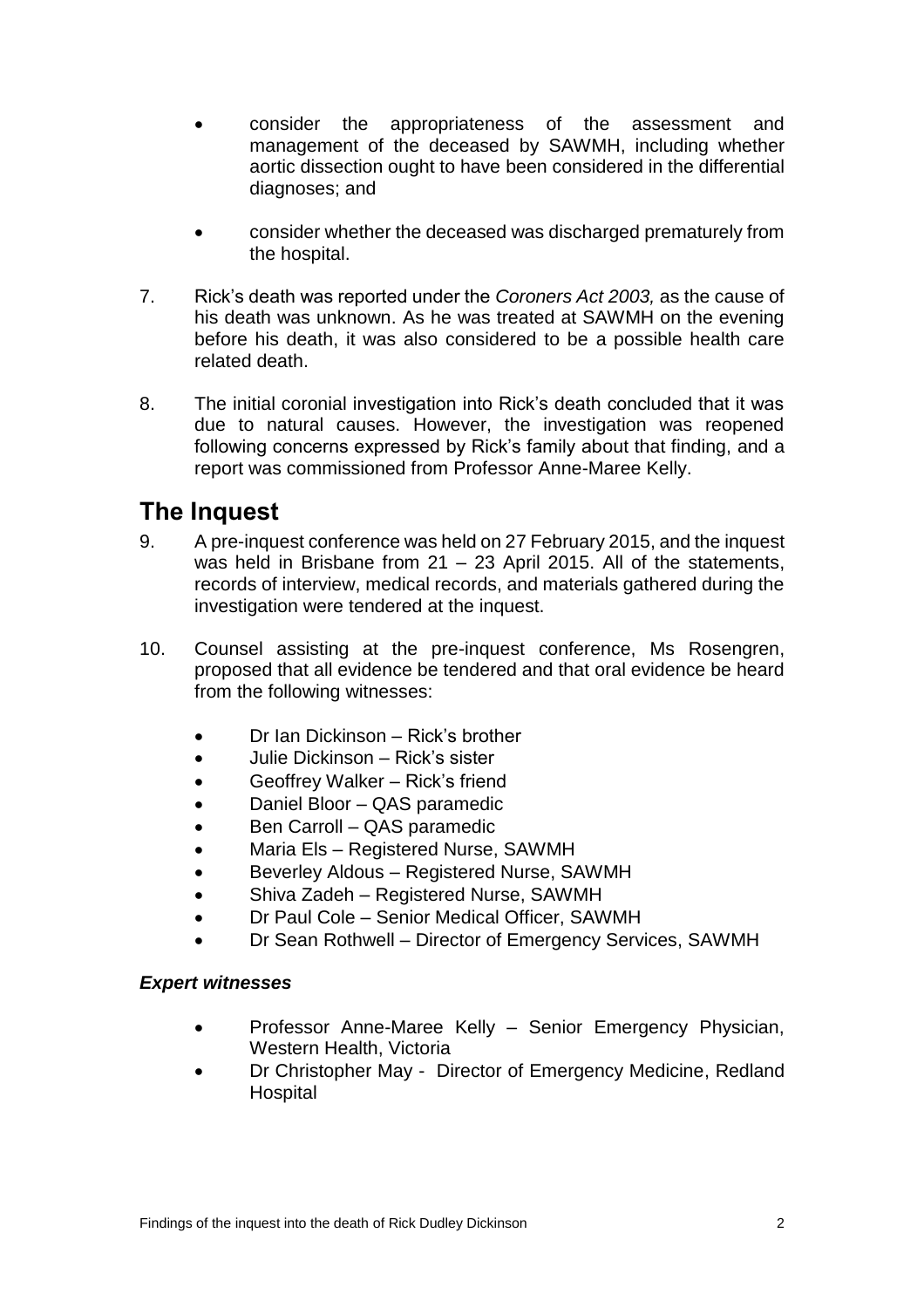- consider the appropriateness of the assessment and management of the deceased by SAWMH, including whether aortic dissection ought to have been considered in the differential diagnoses; and

- consider whether the deceased was discharged prematurely from the hospital.

7. Rick's death was reported under the *Coroners Act 2003,* as the cause of his death was unknown. As he was treated at SAWMH on the evening before his death, it was also considered to be a possible health care related death.

8. The initial coronial investigation into Rick's death concluded that it was due to natural causes. However, the investigation was reopened following concerns expressed by Rick's family about that finding, and a report was commissioned from Professor Anne-Maree Kelly.

## The Inquest

9. A pre-inquest conference was held on 27 February 2015, and the inquest was held in Brisbane from 21 – 23 April 2015. All of the statements, records of interview, medical records, and materials gathered during the investigation were tendered at the inquest.

10. Counsel assisting at the pre-inquest conference, Ms Rosengren, proposed that all evidence be tendered and that oral evidence be heard from the following witnesses:

    - Dr Ian Dickinson – Rick's brother
    - Julie Dickinson – Rick's sister
    - Geoffrey Walker – Rick's friend
    - Daniel Bloor – QAS paramedic
    - Ben Carroll – QAS paramedic
    - Maria Els – Registered Nurse, SAWMH
    - Beverley Aldous – Registered Nurse, SAWMH
    - Shiva Zadeh – Registered Nurse, SAWMH
    - Dr Paul Cole – Senior Medical Officer, SAWMH
    - Dr Sean Rothwell – Director of Emergency Services, SAWMH

### *Expert witnesses*

- Professor Anne-Maree Kelly – Senior Emergency Physician, Western Health, Victoria
- Dr Christopher May - Director of Emergency Medicine, Redland Hospital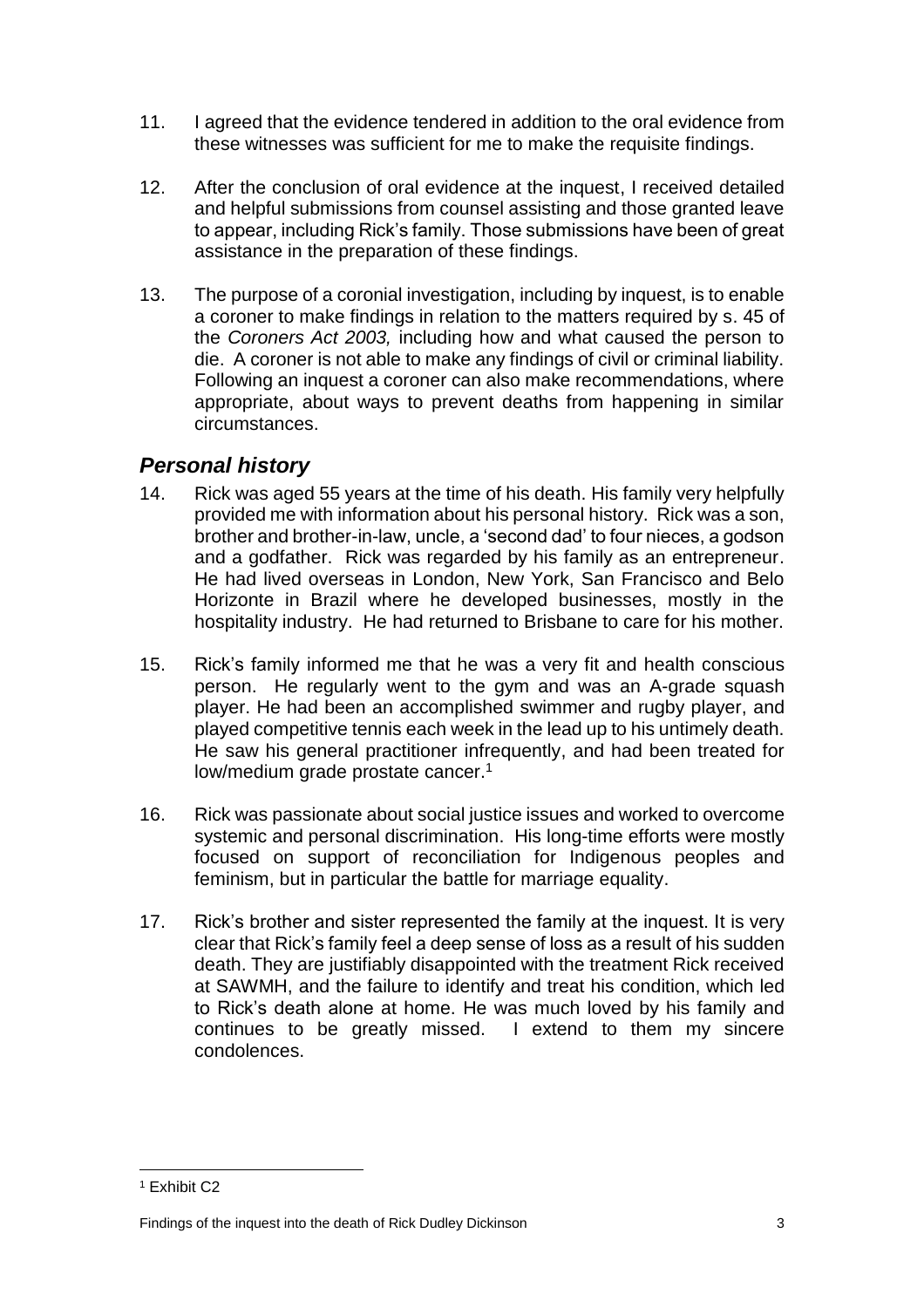11. I agreed that the evidence tendered in addition to the oral evidence from these witnesses was sufficient for me to make the requisite findings.

12. After the conclusion of oral evidence at the inquest, I received detailed and helpful submissions from counsel assisting and those granted leave to appear, including Rick's family. Those submissions have been of great assistance in the preparation of these findings.

13. The purpose of a coronial investigation, including by inquest, is to enable a coroner to make findings in relation to the matters required by s. 45 of the *Coroners Act 2003,* including how and what caused the person to die. A coroner is not able to make any findings of civil or criminal liability. Following an inquest a coroner can also make recommendations, where appropriate, about ways to prevent deaths from happening in similar circumstances.

## *Personal history*

14. Rick was aged 55 years at the time of his death. His family very helpfully provided me with information about his personal history. Rick was a son, brother and brother-in-law, uncle, a 'second dad' to four nieces, a godson and a godfather. Rick was regarded by his family as an entrepreneur. He had lived overseas in London, New York, San Francisco and Belo Horizonte in Brazil where he developed businesses, mostly in the hospitality industry. He had returned to Brisbane to care for his mother.

15. Rick's family informed me that he was a very fit and health conscious person. He regularly went to the gym and was an A-grade squash player. He had been an accomplished swimmer and rugby player, and played competitive tennis each week in the lead up to his untimely death. He saw his general practitioner infrequently, and had been treated for low/medium grade prostate cancer.[1]

16. Rick was passionate about social justice issues and worked to overcome systemic and personal discrimination. His long-time efforts were mostly focused on support of reconciliation for Indigenous peoples and feminism, but in particular the battle for marriage equality.

17. Rick's brother and sister represented the family at the inquest. It is very clear that Rick's family feel a deep sense of loss as a result of his sudden death. They are justifiably disappointed with the treatment Rick received at SAWMH, and the failure to identify and treat his condition, which led to Rick's death alone at home. He was much loved by his family and continues to be greatly missed. I extend to them my sincere condolences.

---

[1] Exhibit C2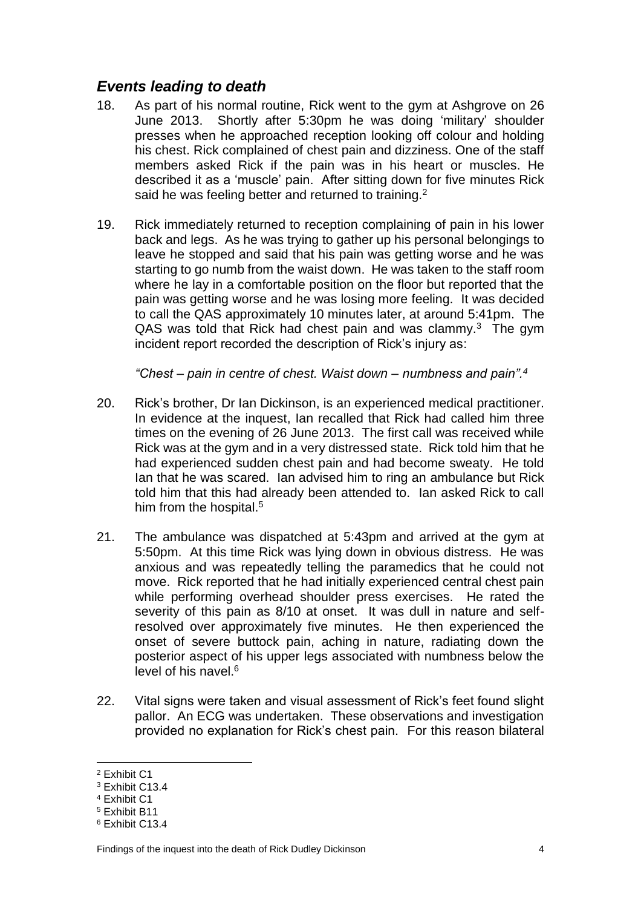## *Events leading to death*

18. As part of his normal routine, Rick went to the gym at Ashgrove on 26 June 2013. Shortly after 5:30pm he was doing 'military' shoulder presses when he approached reception looking off colour and holding his chest. Rick complained of chest pain and dizziness. One of the staff members asked Rick if the pain was in his heart or muscles. He described it as a 'muscle' pain. After sitting down for five minutes Rick said he was feeling better and returned to training.[2]

19. Rick immediately returned to reception complaining of pain in his lower back and legs. As he was trying to gather up his personal belongings to leave he stopped and said that his pain was getting worse and he was starting to go numb from the waist down. He was taken to the staff room where he lay in a comfortable position on the floor but reported that the pain was getting worse and he was losing more feeling. It was decided to call the QAS approximately 10 minutes later, at around 5:41pm. The QAS was told that Rick had chest pain and was clammy.[3] The gym incident report recorded the description of Rick's injury as:

    *"Chest – pain in centre of chest. Waist down – numbness and pain".[4]*

20. Rick's brother, Dr Ian Dickinson, is an experienced medical practitioner. In evidence at the inquest, Ian recalled that Rick had called him three times on the evening of 26 June 2013. The first call was received while Rick was at the gym and in a very distressed state. Rick told him that he had experienced sudden chest pain and had become sweaty. He told Ian that he was scared. Ian advised him to ring an ambulance but Rick told him that this had already been attended to. Ian asked Rick to call him from the hospital.[5]

21. The ambulance was dispatched at 5:43pm and arrived at the gym at 5:50pm. At this time Rick was lying down in obvious distress. He was anxious and was repeatedly telling the paramedics that he could not move. Rick reported that he had initially experienced central chest pain while performing overhead shoulder press exercises. He rated the severity of this pain as 8/10 at onset. It was dull in nature and self-resolved over approximately five minutes. He then experienced the onset of severe buttock pain, aching in nature, radiating down the posterior aspect of his upper legs associated with numbness below the level of his navel.[6]

22. Vital signs were taken and visual assessment of Rick's feet found slight pallor. An ECG was undertaken. These observations and investigation provided no explanation for Rick's chest pain. For this reason bilateral

---

[2] Exhibit C1
[3] Exhibit C13.4
[4] Exhibit C1
[5] Exhibit B11
[6] Exhibit C13.4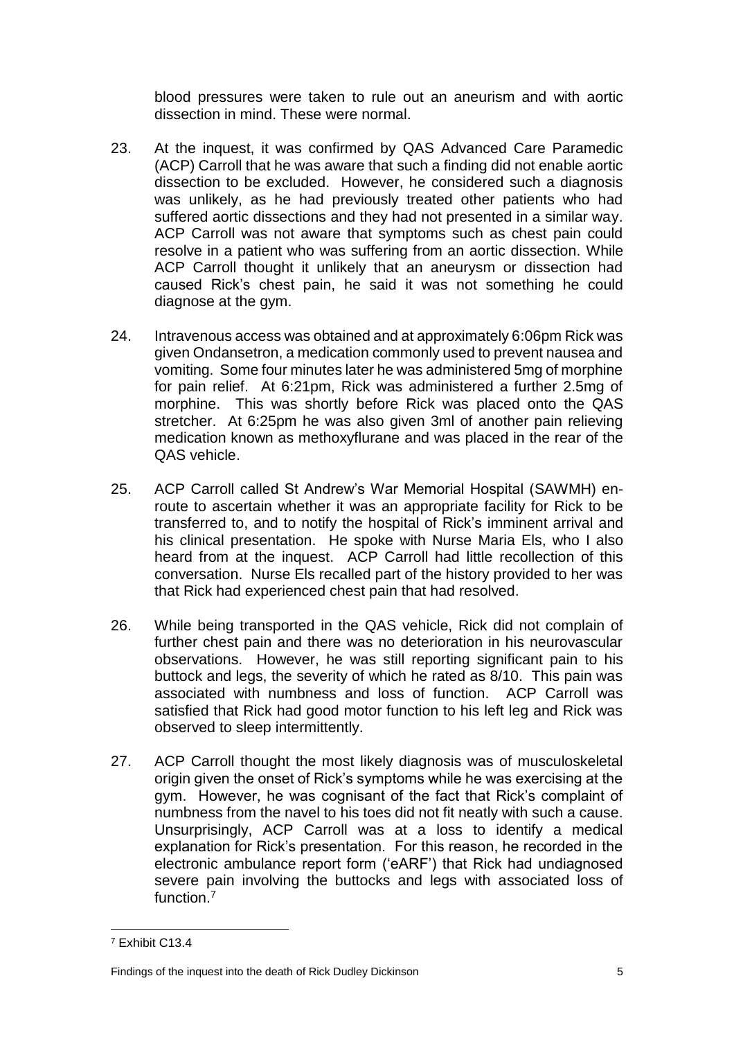blood pressures were taken to rule out an aneurism and with aortic dissection in mind. These were normal.

23. At the inquest, it was confirmed by QAS Advanced Care Paramedic (ACP) Carroll that he was aware that such a finding did not enable aortic dissection to be excluded. However, he considered such a diagnosis was unlikely, as he had previously treated other patients who had suffered aortic dissections and they had not presented in a similar way. ACP Carroll was not aware that symptoms such as chest pain could resolve in a patient who was suffering from an aortic dissection. While ACP Carroll thought it unlikely that an aneurysm or dissection had caused Rick's chest pain, he said it was not something he could diagnose at the gym.

24. Intravenous access was obtained and at approximately 6:06pm Rick was given Ondansetron, a medication commonly used to prevent nausea and vomiting. Some four minutes later he was administered 5mg of morphine for pain relief. At 6:21pm, Rick was administered a further 2.5mg of morphine. This was shortly before Rick was placed onto the QAS stretcher. At 6:25pm he was also given 3ml of another pain relieving medication known as methoxyflurane and was placed in the rear of the QAS vehicle.

25. ACP Carroll called St Andrew's War Memorial Hospital (SAWMH) en-route to ascertain whether it was an appropriate facility for Rick to be transferred to, and to notify the hospital of Rick's imminent arrival and his clinical presentation. He spoke with Nurse Maria Els, who I also heard from at the inquest. ACP Carroll had little recollection of this conversation. Nurse Els recalled part of the history provided to her was that Rick had experienced chest pain that had resolved.

26. While being transported in the QAS vehicle, Rick did not complain of further chest pain and there was no deterioration in his neurovascular observations. However, he was still reporting significant pain to his buttock and legs, the severity of which he rated as 8/10. This pain was associated with numbness and loss of function. ACP Carroll was satisfied that Rick had good motor function to his left leg and Rick was observed to sleep intermittently.

27. ACP Carroll thought the most likely diagnosis was of musculoskeletal origin given the onset of Rick's symptoms while he was exercising at the gym. However, he was cognisant of the fact that Rick's complaint of numbness from the navel to his toes did not fit neatly with such a cause. Unsurprisingly, ACP Carroll was at a loss to identify a medical explanation for Rick's presentation. For this reason, he recorded in the electronic ambulance report form ('eARF') that Rick had undiagnosed severe pain involving the buttocks and legs with associated loss of function.[7]

---

[7] Exhibit C13.4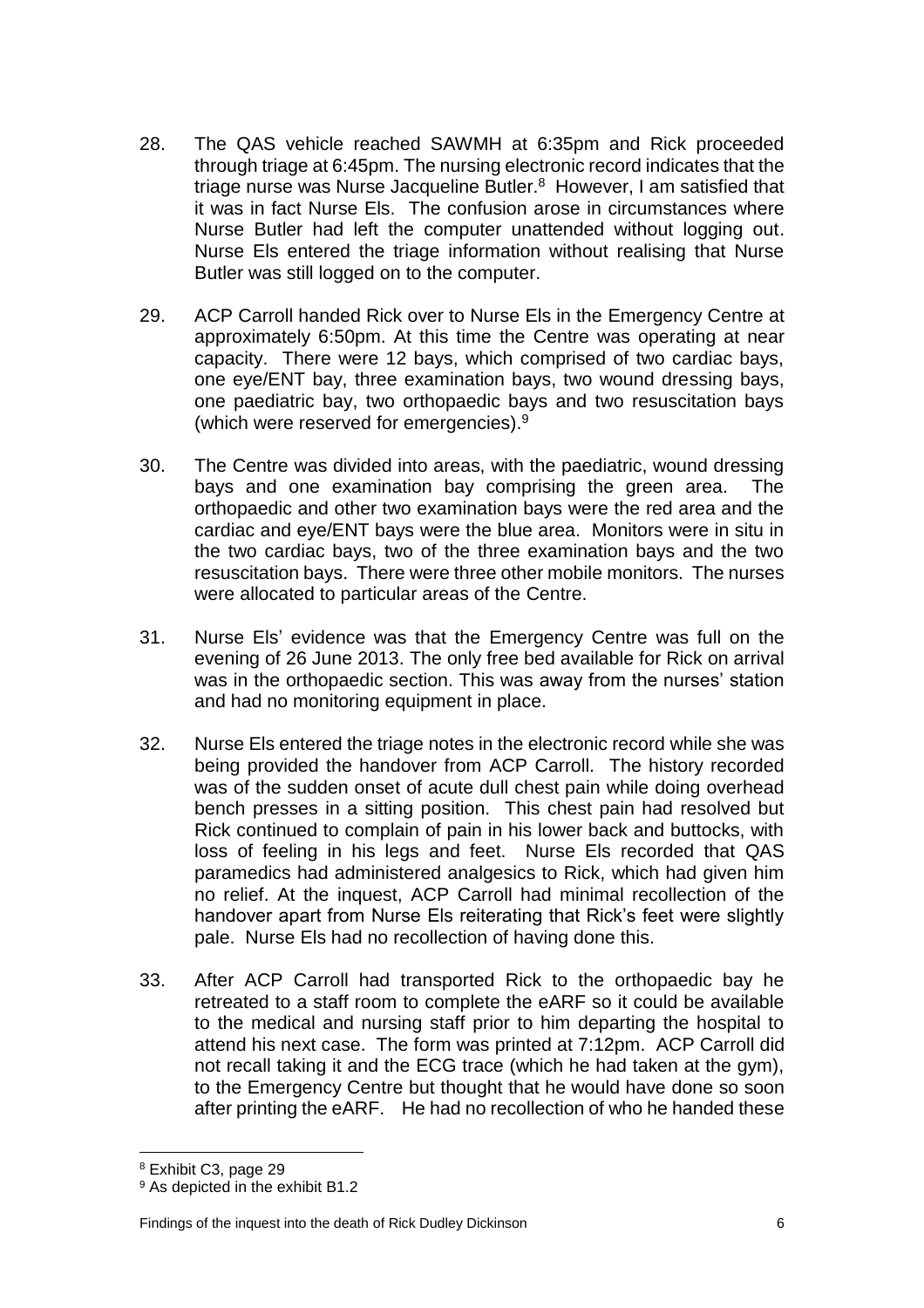28. The QAS vehicle reached SAWMH at 6:35pm and Rick proceeded through triage at 6:45pm. The nursing electronic record indicates that the triage nurse was Nurse Jacqueline Butler.[8] However, I am satisfied that it was in fact Nurse Els. The confusion arose in circumstances where Nurse Butler had left the computer unattended without logging out. Nurse Els entered the triage information without realising that Nurse Butler was still logged on to the computer.

29. ACP Carroll handed Rick over to Nurse Els in the Emergency Centre at approximately 6:50pm. At this time the Centre was operating at near capacity. There were 12 bays, which comprised of two cardiac bays, one eye/ENT bay, three examination bays, two wound dressing bays, one paediatric bay, two orthopaedic bays and two resuscitation bays (which were reserved for emergencies).[9]

30. The Centre was divided into areas, with the paediatric, wound dressing bays and one examination bay comprising the green area. The orthopaedic and other two examination bays were the red area and the cardiac and eye/ENT bays were the blue area. Monitors were in situ in the two cardiac bays, two of the three examination bays and the two resuscitation bays. There were three other mobile monitors. The nurses were allocated to particular areas of the Centre.

31. Nurse Els' evidence was that the Emergency Centre was full on the evening of 26 June 2013. The only free bed available for Rick on arrival was in the orthopaedic section. This was away from the nurses' station and had no monitoring equipment in place.

32. Nurse Els entered the triage notes in the electronic record while she was being provided the handover from ACP Carroll. The history recorded was of the sudden onset of acute dull chest pain while doing overhead bench presses in a sitting position. This chest pain had resolved but Rick continued to complain of pain in his lower back and buttocks, with loss of feeling in his legs and feet. Nurse Els recorded that QAS paramedics had administered analgesics to Rick, which had given him no relief. At the inquest, ACP Carroll had minimal recollection of the handover apart from Nurse Els reiterating that Rick's feet were slightly pale. Nurse Els had no recollection of having done this.

33. After ACP Carroll had transported Rick to the orthopaedic bay he retreated to a staff room to complete the eARF so it could be available to the medical and nursing staff prior to him departing the hospital to attend his next case. The form was printed at 7:12pm. ACP Carroll did not recall taking it and the ECG trace (which he had taken at the gym), to the Emergency Centre but thought that he would have done so soon after printing the eARF. He had no recollection of who he handed these

---

[8] Exhibit C3, page 29

[9] As depicted in the exhibit B1.2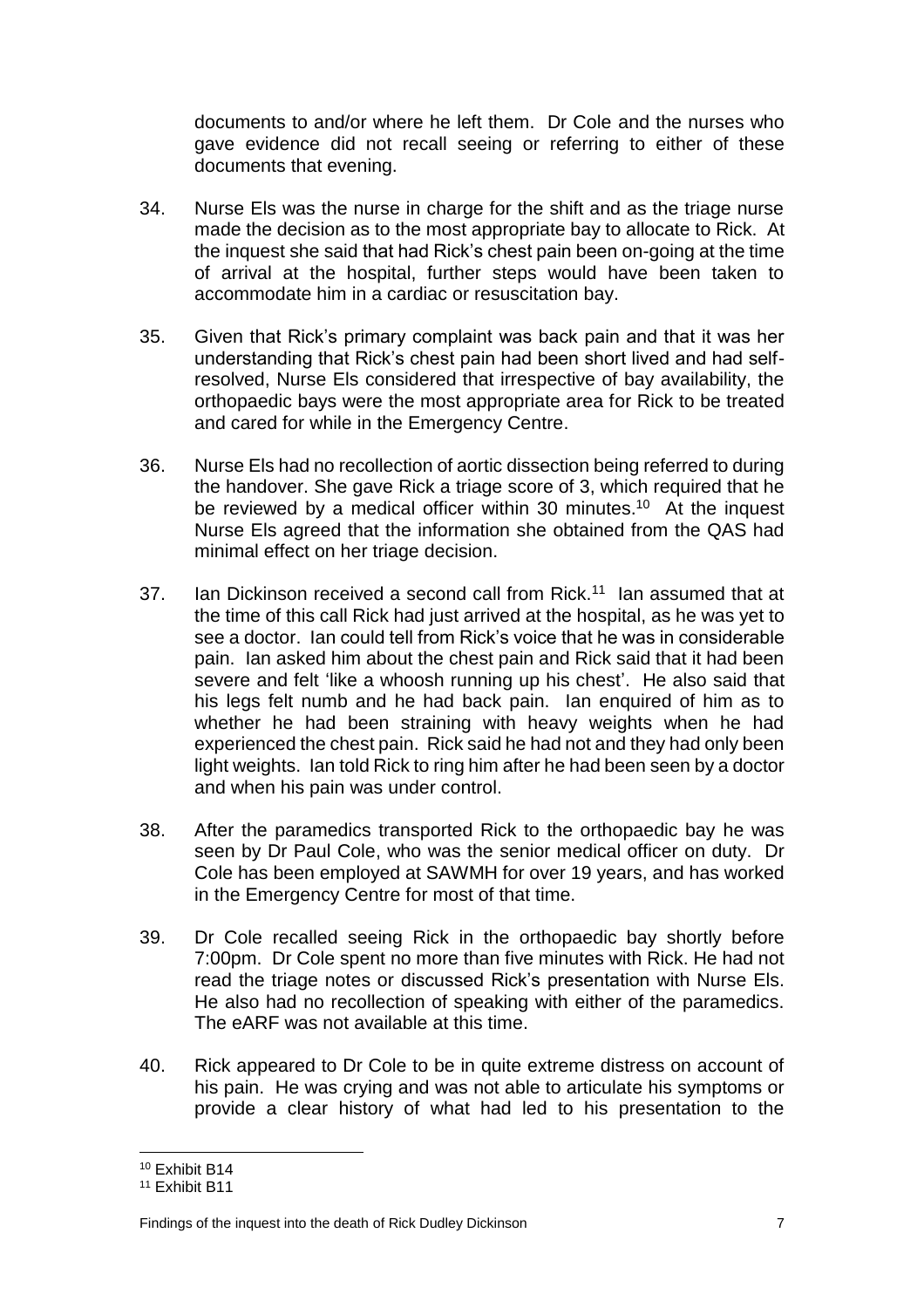documents to and/or where he left them. Dr Cole and the nurses who gave evidence did not recall seeing or referring to either of these documents that evening.

34. Nurse Els was the nurse in charge for the shift and as the triage nurse made the decision as to the most appropriate bay to allocate to Rick. At the inquest she said that had Rick's chest pain been on-going at the time of arrival at the hospital, further steps would have been taken to accommodate him in a cardiac or resuscitation bay.

35. Given that Rick's primary complaint was back pain and that it was her understanding that Rick's chest pain had been short lived and had self-resolved, Nurse Els considered that irrespective of bay availability, the orthopaedic bays were the most appropriate area for Rick to be treated and cared for while in the Emergency Centre.

36. Nurse Els had no recollection of aortic dissection being referred to during the handover. She gave Rick a triage score of 3, which required that he be reviewed by a medical officer within 30 minutes.[10] At the inquest Nurse Els agreed that the information she obtained from the QAS had minimal effect on her triage decision.

37. Ian Dickinson received a second call from Rick.[11] Ian assumed that at the time of this call Rick had just arrived at the hospital, as he was yet to see a doctor. Ian could tell from Rick's voice that he was in considerable pain. Ian asked him about the chest pain and Rick said that it had been severe and felt 'like a whoosh running up his chest'. He also said that his legs felt numb and he had back pain. Ian enquired of him as to whether he had been straining with heavy weights when he had experienced the chest pain. Rick said he had not and they had only been light weights. Ian told Rick to ring him after he had been seen by a doctor and when his pain was under control.

38. After the paramedics transported Rick to the orthopaedic bay he was seen by Dr Paul Cole, who was the senior medical officer on duty. Dr Cole has been employed at SAWMH for over 19 years, and has worked in the Emergency Centre for most of that time.

39. Dr Cole recalled seeing Rick in the orthopaedic bay shortly before 7:00pm. Dr Cole spent no more than five minutes with Rick. He had not read the triage notes or discussed Rick's presentation with Nurse Els. He also had no recollection of speaking with either of the paramedics. The eARF was not available at this time.

40. Rick appeared to Dr Cole to be in quite extreme distress on account of his pain. He was crying and was not able to articulate his symptoms or provide a clear history of what had led to his presentation to the

[10] Exhibit B14

[11] Exhibit B11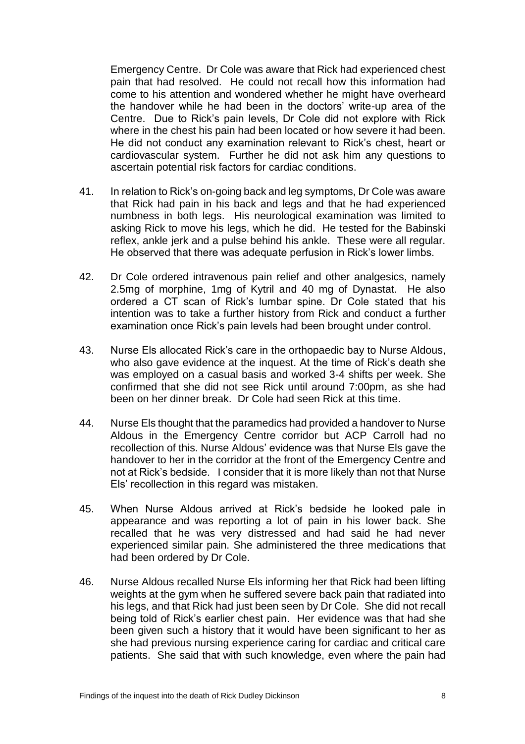Emergency Centre. Dr Cole was aware that Rick had experienced chest pain that had resolved. He could not recall how this information had come to his attention and wondered whether he might have overheard the handover while he had been in the doctors' write-up area of the Centre. Due to Rick's pain levels, Dr Cole did not explore with Rick where in the chest his pain had been located or how severe it had been. He did not conduct any examination relevant to Rick's chest, heart or cardiovascular system. Further he did not ask him any questions to ascertain potential risk factors for cardiac conditions.

41. In relation to Rick's on-going back and leg symptoms, Dr Cole was aware that Rick had pain in his back and legs and that he had experienced numbness in both legs. His neurological examination was limited to asking Rick to move his legs, which he did. He tested for the Babinski reflex, ankle jerk and a pulse behind his ankle. These were all regular. He observed that there was adequate perfusion in Rick's lower limbs.

42. Dr Cole ordered intravenous pain relief and other analgesics, namely 2.5mg of morphine, 1mg of Kytril and 40 mg of Dynastat. He also ordered a CT scan of Rick's lumbar spine. Dr Cole stated that his intention was to take a further history from Rick and conduct a further examination once Rick's pain levels had been brought under control.

43. Nurse Els allocated Rick's care in the orthopaedic bay to Nurse Aldous, who also gave evidence at the inquest. At the time of Rick's death she was employed on a casual basis and worked 3-4 shifts per week. She confirmed that she did not see Rick until around 7:00pm, as she had been on her dinner break. Dr Cole had seen Rick at this time.

44. Nurse Els thought that the paramedics had provided a handover to Nurse Aldous in the Emergency Centre corridor but ACP Carroll had no recollection of this. Nurse Aldous' evidence was that Nurse Els gave the handover to her in the corridor at the front of the Emergency Centre and not at Rick's bedside. I consider that it is more likely than not that Nurse Els' recollection in this regard was mistaken.

45. When Nurse Aldous arrived at Rick's bedside he looked pale in appearance and was reporting a lot of pain in his lower back. She recalled that he was very distressed and had said he had never experienced similar pain. She administered the three medications that had been ordered by Dr Cole.

46. Nurse Aldous recalled Nurse Els informing her that Rick had been lifting weights at the gym when he suffered severe back pain that radiated into his legs, and that Rick had just been seen by Dr Cole. She did not recall being told of Rick's earlier chest pain. Her evidence was that had she been given such a history that it would have been significant to her as she had previous nursing experience caring for cardiac and critical care patients. She said that with such knowledge, even where the pain had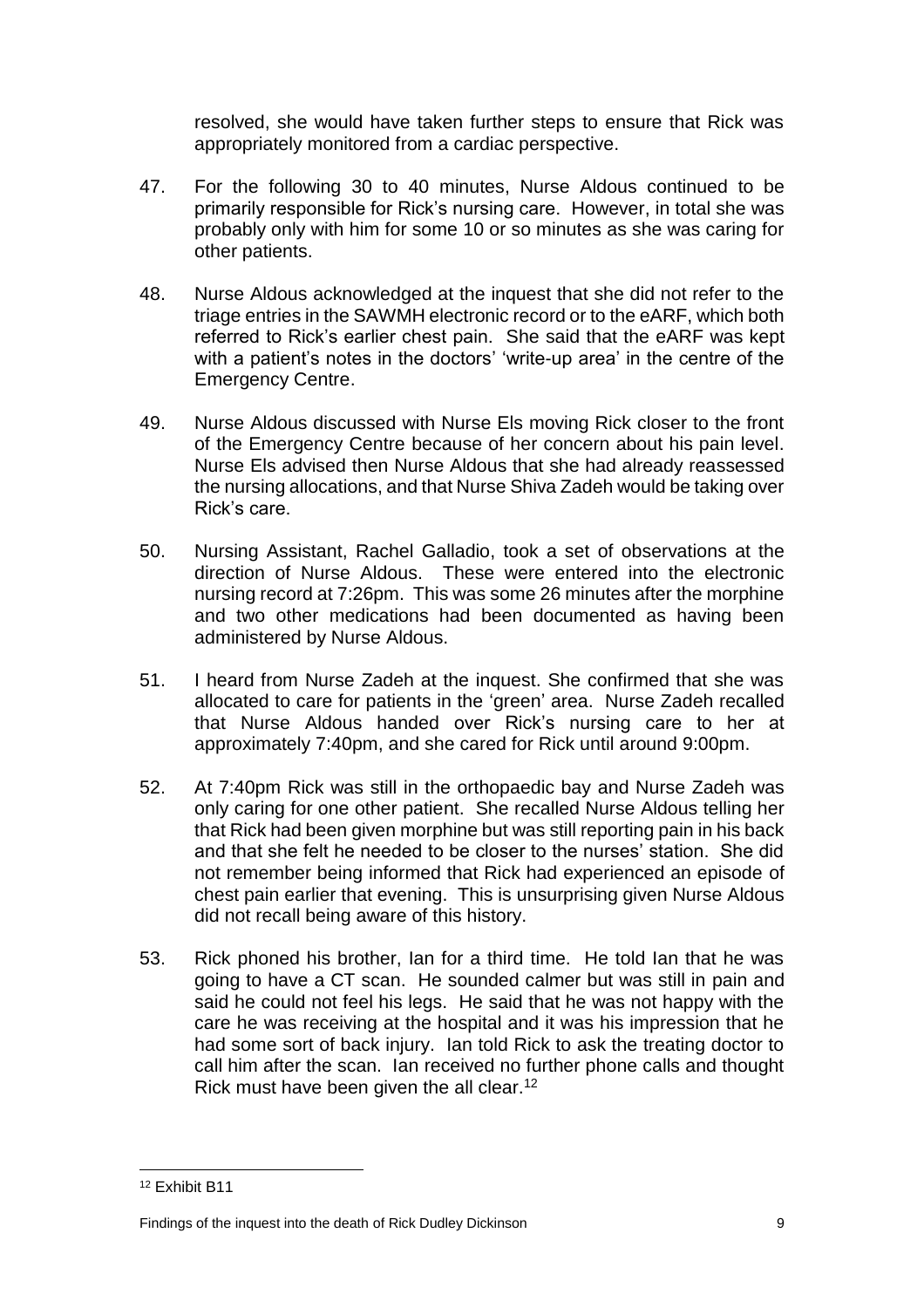resolved, she would have taken further steps to ensure that Rick was appropriately monitored from a cardiac perspective.

47. For the following 30 to 40 minutes, Nurse Aldous continued to be primarily responsible for Rick's nursing care. However, in total she was probably only with him for some 10 or so minutes as she was caring for other patients.

48. Nurse Aldous acknowledged at the inquest that she did not refer to the triage entries in the SAWMH electronic record or to the eARF, which both referred to Rick's earlier chest pain. She said that the eARF was kept with a patient's notes in the doctors' 'write-up area' in the centre of the Emergency Centre.

49. Nurse Aldous discussed with Nurse Els moving Rick closer to the front of the Emergency Centre because of her concern about his pain level. Nurse Els advised then Nurse Aldous that she had already reassessed the nursing allocations, and that Nurse Shiva Zadeh would be taking over Rick's care.

50. Nursing Assistant, Rachel Galladio, took a set of observations at the direction of Nurse Aldous. These were entered into the electronic nursing record at 7:26pm. This was some 26 minutes after the morphine and two other medications had been documented as having been administered by Nurse Aldous.

51. I heard from Nurse Zadeh at the inquest. She confirmed that she was allocated to care for patients in the 'green' area. Nurse Zadeh recalled that Nurse Aldous handed over Rick's nursing care to her at approximately 7:40pm, and she cared for Rick until around 9:00pm.

52. At 7:40pm Rick was still in the orthopaedic bay and Nurse Zadeh was only caring for one other patient. She recalled Nurse Aldous telling her that Rick had been given morphine but was still reporting pain in his back and that she felt he needed to be closer to the nurses' station. She did not remember being informed that Rick had experienced an episode of chest pain earlier that evening. This is unsurprising given Nurse Aldous did not recall being aware of this history.

53. Rick phoned his brother, Ian for a third time. He told Ian that he was going to have a CT scan. He sounded calmer but was still in pain and said he could not feel his legs. He said that he was not happy with the care he was receiving at the hospital and it was his impression that he had some sort of back injury. Ian told Rick to ask the treating doctor to call him after the scan. Ian received no further phone calls and thought Rick must have been given the all clear.[12]

---

[12] Exhibit B11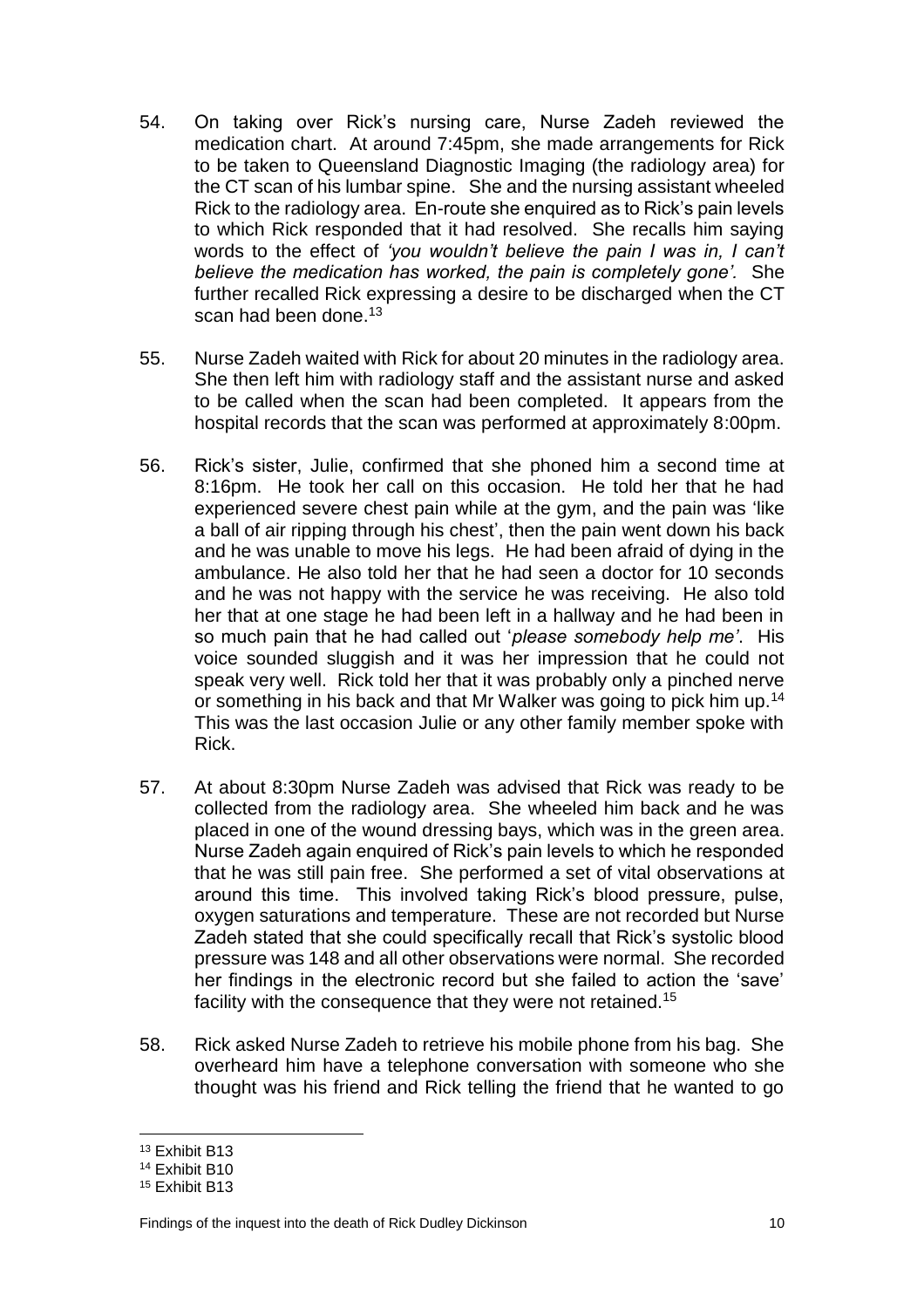54. On taking over Rick's nursing care, Nurse Zadeh reviewed the medication chart. At around 7:45pm, she made arrangements for Rick to be taken to Queensland Diagnostic Imaging (the radiology area) for the CT scan of his lumbar spine. She and the nursing assistant wheeled Rick to the radiology area. En-route she enquired as to Rick's pain levels to which Rick responded that it had resolved. She recalls him saying words to the effect of *'you wouldn't believe the pain I was in, I can't believe the medication has worked, the pain is completely gone'*. She further recalled Rick expressing a desire to be discharged when the CT scan had been done.[13]

55. Nurse Zadeh waited with Rick for about 20 minutes in the radiology area. She then left him with radiology staff and the assistant nurse and asked to be called when the scan had been completed. It appears from the hospital records that the scan was performed at approximately 8:00pm.

56. Rick's sister, Julie, confirmed that she phoned him a second time at 8:16pm. He took her call on this occasion. He told her that he had experienced severe chest pain while at the gym, and the pain was 'like a ball of air ripping through his chest', then the pain went down his back and he was unable to move his legs. He had been afraid of dying in the ambulance. He also told her that he had seen a doctor for 10 seconds and he was not happy with the service he was receiving. He also told her that at one stage he had been left in a hallway and he had been in so much pain that he had called out '*please somebody help me'*. His voice sounded sluggish and it was her impression that he could not speak very well. Rick told her that it was probably only a pinched nerve or something in his back and that Mr Walker was going to pick him up.[14] This was the last occasion Julie or any other family member spoke with Rick.

57. At about 8:30pm Nurse Zadeh was advised that Rick was ready to be collected from the radiology area. She wheeled him back and he was placed in one of the wound dressing bays, which was in the green area. Nurse Zadeh again enquired of Rick's pain levels to which he responded that he was still pain free. She performed a set of vital observations at around this time. This involved taking Rick's blood pressure, pulse, oxygen saturations and temperature. These are not recorded but Nurse Zadeh stated that she could specifically recall that Rick's systolic blood pressure was 148 and all other observations were normal. She recorded her findings in the electronic record but she failed to action the 'save' facility with the consequence that they were not retained.[15]

58. Rick asked Nurse Zadeh to retrieve his mobile phone from his bag. She overheard him have a telephone conversation with someone who she thought was his friend and Rick telling the friend that he wanted to go

---

[13] Exhibit B13

[14] Exhibit B10

[15] Exhibit B13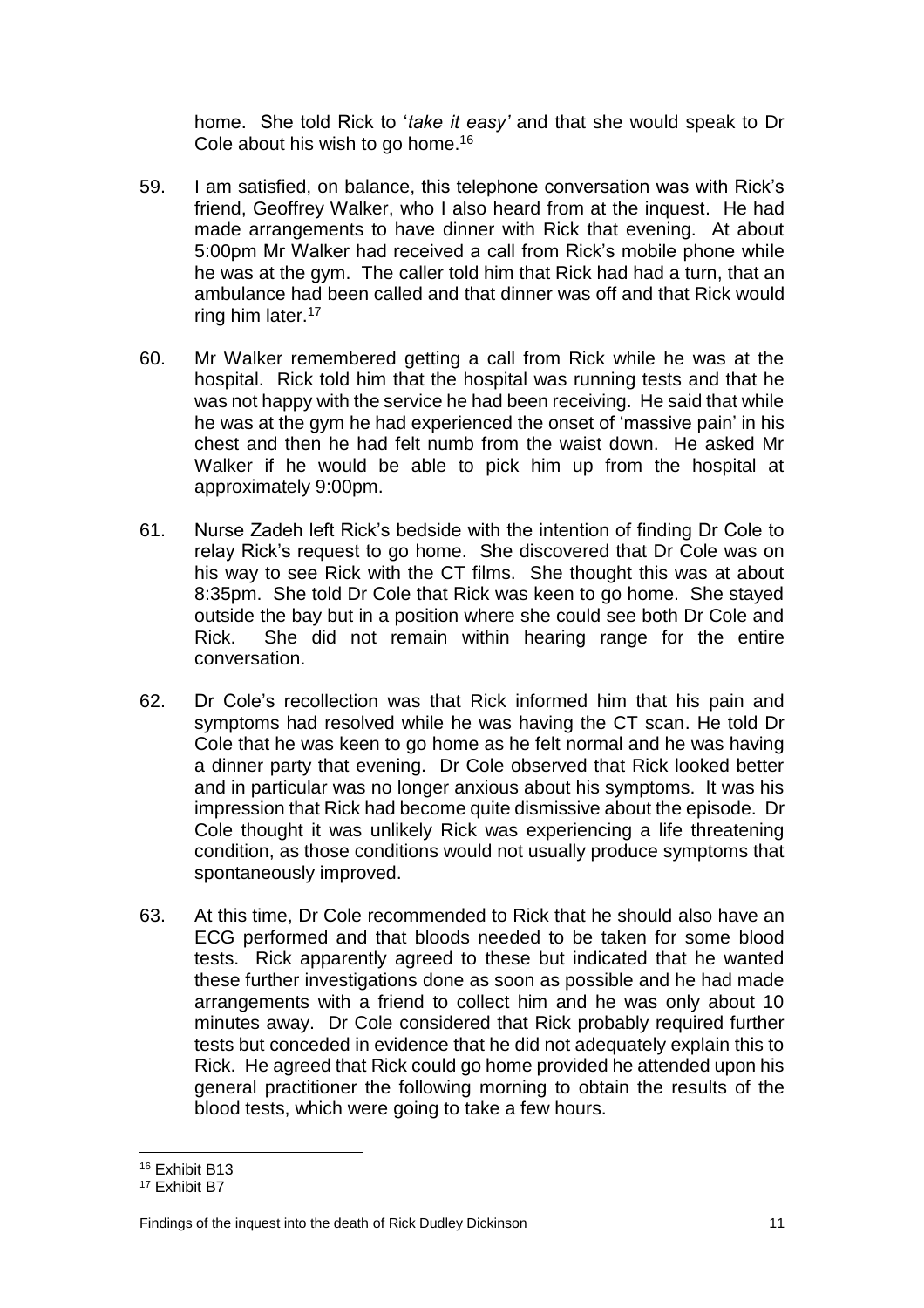home. She told Rick to '*take it easy'* and that she would speak to Dr Cole about his wish to go home.[16]

59. I am satisfied, on balance, this telephone conversation was with Rick's friend, Geoffrey Walker, who I also heard from at the inquest. He had made arrangements to have dinner with Rick that evening. At about 5:00pm Mr Walker had received a call from Rick's mobile phone while he was at the gym. The caller told him that Rick had had a turn, that an ambulance had been called and that dinner was off and that Rick would ring him later.[17]

60. Mr Walker remembered getting a call from Rick while he was at the hospital. Rick told him that the hospital was running tests and that he was not happy with the service he had been receiving. He said that while he was at the gym he had experienced the onset of 'massive pain' in his chest and then he had felt numb from the waist down. He asked Mr Walker if he would be able to pick him up from the hospital at approximately 9:00pm.

61. Nurse Zadeh left Rick's bedside with the intention of finding Dr Cole to relay Rick's request to go home. She discovered that Dr Cole was on his way to see Rick with the CT films. She thought this was at about 8:35pm. She told Dr Cole that Rick was keen to go home. She stayed outside the bay but in a position where she could see both Dr Cole and Rick. She did not remain within hearing range for the entire conversation.

62. Dr Cole's recollection was that Rick informed him that his pain and symptoms had resolved while he was having the CT scan. He told Dr Cole that he was keen to go home as he felt normal and he was having a dinner party that evening. Dr Cole observed that Rick looked better and in particular was no longer anxious about his symptoms. It was his impression that Rick had become quite dismissive about the episode. Dr Cole thought it was unlikely Rick was experiencing a life threatening condition, as those conditions would not usually produce symptoms that spontaneously improved.

63. At this time, Dr Cole recommended to Rick that he should also have an ECG performed and that bloods needed to be taken for some blood tests. Rick apparently agreed to these but indicated that he wanted these further investigations done as soon as possible and he had made arrangements with a friend to collect him and he was only about 10 minutes away. Dr Cole considered that Rick probably required further tests but conceded in evidence that he did not adequately explain this to Rick. He agreed that Rick could go home provided he attended upon his general practitioner the following morning to obtain the results of the blood tests, which were going to take a few hours.

[16] Exhibit B13
[17] Exhibit B7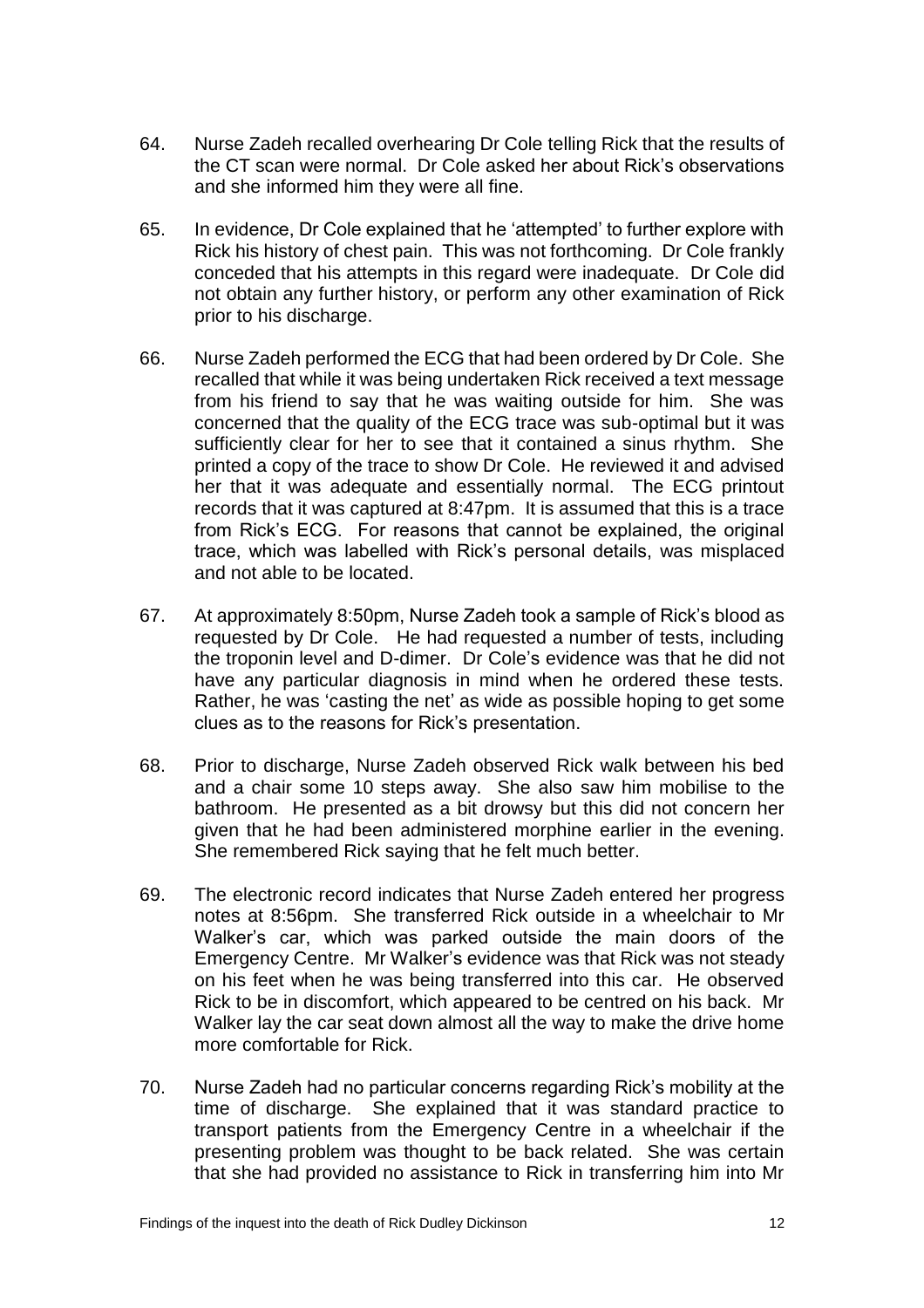64. Nurse Zadeh recalled overhearing Dr Cole telling Rick that the results of the CT scan were normal. Dr Cole asked her about Rick's observations and she informed him they were all fine.

65. In evidence, Dr Cole explained that he 'attempted' to further explore with Rick his history of chest pain. This was not forthcoming. Dr Cole frankly conceded that his attempts in this regard were inadequate. Dr Cole did not obtain any further history, or perform any other examination of Rick prior to his discharge.

66. Nurse Zadeh performed the ECG that had been ordered by Dr Cole. She recalled that while it was being undertaken Rick received a text message from his friend to say that he was waiting outside for him. She was concerned that the quality of the ECG trace was sub-optimal but it was sufficiently clear for her to see that it contained a sinus rhythm. She printed a copy of the trace to show Dr Cole. He reviewed it and advised her that it was adequate and essentially normal. The ECG printout records that it was captured at 8:47pm. It is assumed that this is a trace from Rick's ECG. For reasons that cannot be explained, the original trace, which was labelled with Rick's personal details, was misplaced and not able to be located.

67. At approximately 8:50pm, Nurse Zadeh took a sample of Rick's blood as requested by Dr Cole. He had requested a number of tests, including the troponin level and D-dimer. Dr Cole's evidence was that he did not have any particular diagnosis in mind when he ordered these tests. Rather, he was 'casting the net' as wide as possible hoping to get some clues as to the reasons for Rick's presentation.

68. Prior to discharge, Nurse Zadeh observed Rick walk between his bed and a chair some 10 steps away. She also saw him mobilise to the bathroom. He presented as a bit drowsy but this did not concern her given that he had been administered morphine earlier in the evening. She remembered Rick saying that he felt much better.

69. The electronic record indicates that Nurse Zadeh entered her progress notes at 8:56pm. She transferred Rick outside in a wheelchair to Mr Walker's car, which was parked outside the main doors of the Emergency Centre. Mr Walker's evidence was that Rick was not steady on his feet when he was being transferred into this car. He observed Rick to be in discomfort, which appeared to be centred on his back. Mr Walker lay the car seat down almost all the way to make the drive home more comfortable for Rick.

70. Nurse Zadeh had no particular concerns regarding Rick's mobility at the time of discharge. She explained that it was standard practice to transport patients from the Emergency Centre in a wheelchair if the presenting problem was thought to be back related. She was certain that she had provided no assistance to Rick in transferring him into Mr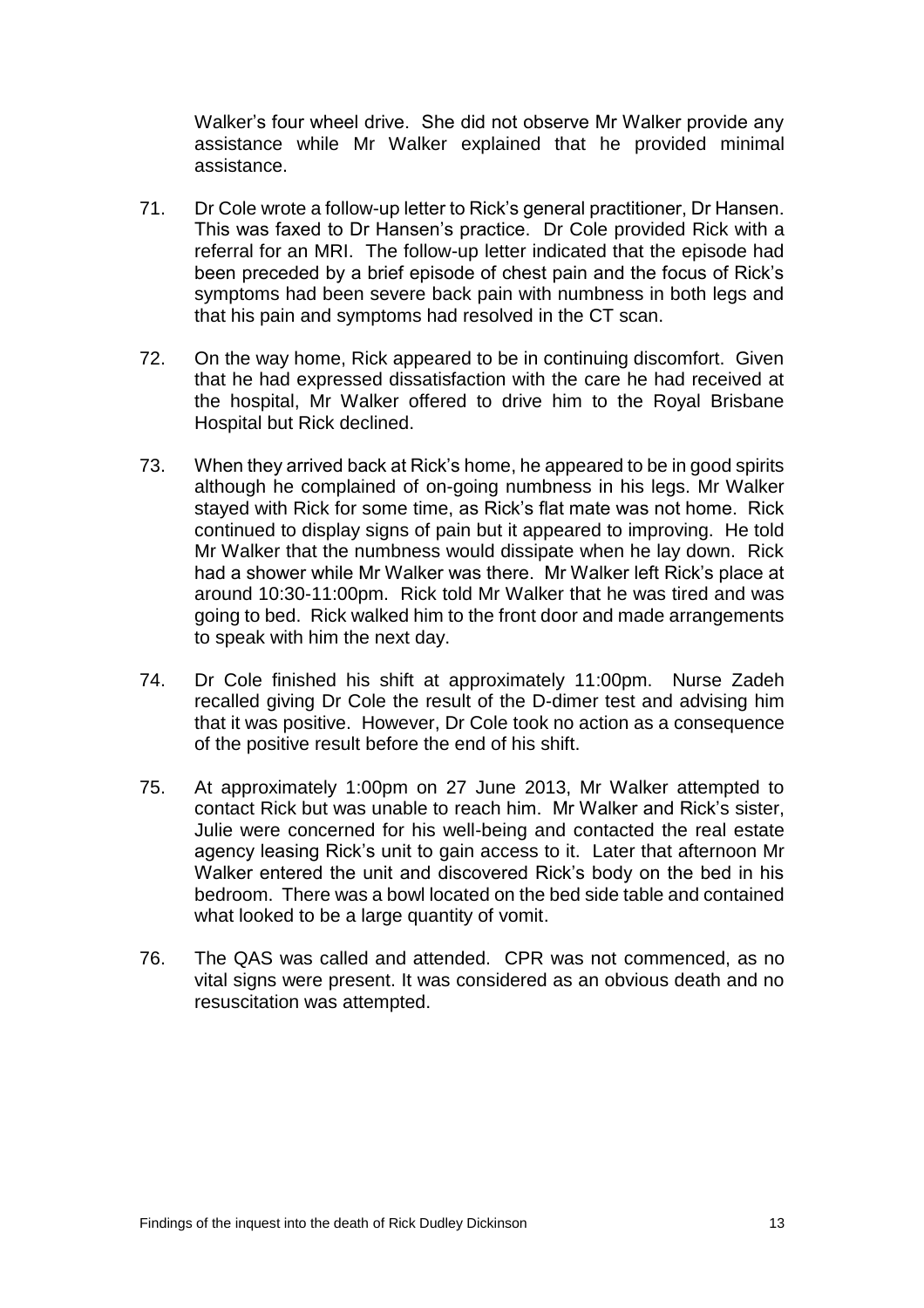Walker's four wheel drive. She did not observe Mr Walker provide any assistance while Mr Walker explained that he provided minimal assistance.

71. Dr Cole wrote a follow-up letter to Rick's general practitioner, Dr Hansen. This was faxed to Dr Hansen's practice. Dr Cole provided Rick with a referral for an MRI. The follow-up letter indicated that the episode had been preceded by a brief episode of chest pain and the focus of Rick's symptoms had been severe back pain with numbness in both legs and that his pain and symptoms had resolved in the CT scan.

72. On the way home, Rick appeared to be in continuing discomfort. Given that he had expressed dissatisfaction with the care he had received at the hospital, Mr Walker offered to drive him to the Royal Brisbane Hospital but Rick declined.

73. When they arrived back at Rick's home, he appeared to be in good spirits although he complained of on-going numbness in his legs. Mr Walker stayed with Rick for some time, as Rick's flat mate was not home. Rick continued to display signs of pain but it appeared to improving. He told Mr Walker that the numbness would dissipate when he lay down. Rick had a shower while Mr Walker was there. Mr Walker left Rick's place at around 10:30-11:00pm. Rick told Mr Walker that he was tired and was going to bed. Rick walked him to the front door and made arrangements to speak with him the next day.

74. Dr Cole finished his shift at approximately 11:00pm. Nurse Zadeh recalled giving Dr Cole the result of the D-dimer test and advising him that it was positive. However, Dr Cole took no action as a consequence of the positive result before the end of his shift.

75. At approximately 1:00pm on 27 June 2013, Mr Walker attempted to contact Rick but was unable to reach him. Mr Walker and Rick's sister, Julie were concerned for his well-being and contacted the real estate agency leasing Rick's unit to gain access to it. Later that afternoon Mr Walker entered the unit and discovered Rick's body on the bed in his bedroom. There was a bowl located on the bed side table and contained what looked to be a large quantity of vomit.

76. The QAS was called and attended. CPR was not commenced, as no vital signs were present. It was considered as an obvious death and no resuscitation was attempted.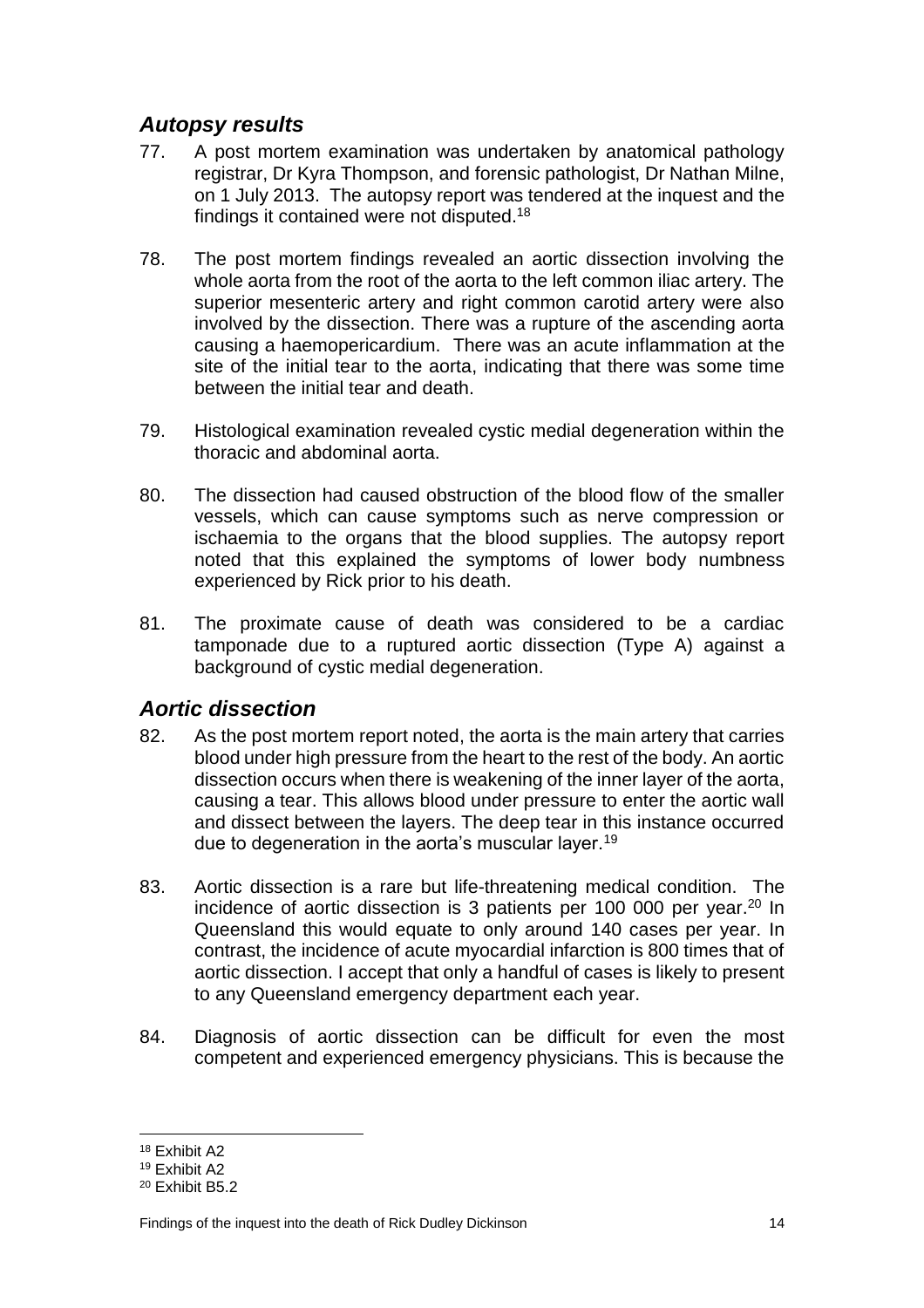## *Autopsy results*

77. A post mortem examination was undertaken by anatomical pathology registrar, Dr Kyra Thompson, and forensic pathologist, Dr Nathan Milne, on 1 July 2013. The autopsy report was tendered at the inquest and the findings it contained were not disputed.[18]

78. The post mortem findings revealed an aortic dissection involving the whole aorta from the root of the aorta to the left common iliac artery. The superior mesenteric artery and right common carotid artery were also involved by the dissection. There was a rupture of the ascending aorta causing a haemopericardium. There was an acute inflammation at the site of the initial tear to the aorta, indicating that there was some time between the initial tear and death.

79. Histological examination revealed cystic medial degeneration within the thoracic and abdominal aorta.

80. The dissection had caused obstruction of the blood flow of the smaller vessels, which can cause symptoms such as nerve compression or ischaemia to the organs that the blood supplies. The autopsy report noted that this explained the symptoms of lower body numbness experienced by Rick prior to his death.

81. The proximate cause of death was considered to be a cardiac tamponade due to a ruptured aortic dissection (Type A) against a background of cystic medial degeneration.

## *Aortic dissection*

82. As the post mortem report noted, the aorta is the main artery that carries blood under high pressure from the heart to the rest of the body. An aortic dissection occurs when there is weakening of the inner layer of the aorta, causing a tear. This allows blood under pressure to enter the aortic wall and dissect between the layers. The deep tear in this instance occurred due to degeneration in the aorta's muscular layer.[19]

83. Aortic dissection is a rare but life-threatening medical condition. The incidence of aortic dissection is 3 patients per 100 000 per year.[20] In Queensland this would equate to only around 140 cases per year. In contrast, the incidence of acute myocardial infarction is 800 times that of aortic dissection. I accept that only a handful of cases is likely to present to any Queensland emergency department each year.

84. Diagnosis of aortic dissection can be difficult for even the most competent and experienced emergency physicians. This is because the

---

[18] Exhibit A2

[19] Exhibit A2

[20] Exhibit B5.2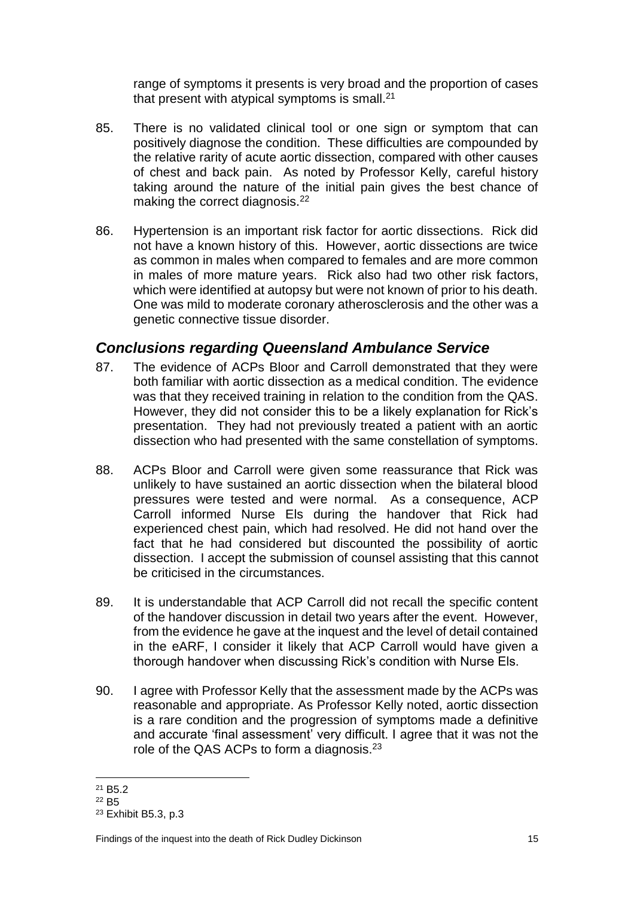range of symptoms it presents is very broad and the proportion of cases that present with atypical symptoms is small.[21]

85. There is no validated clinical tool or one sign or symptom that can positively diagnose the condition. These difficulties are compounded by the relative rarity of acute aortic dissection, compared with other causes of chest and back pain. As noted by Professor Kelly, careful history taking around the nature of the initial pain gives the best chance of making the correct diagnosis.[22]

86. Hypertension is an important risk factor for aortic dissections. Rick did not have a known history of this. However, aortic dissections are twice as common in males when compared to females and are more common in males of more mature years. Rick also had two other risk factors, which were identified at autopsy but were not known of prior to his death. One was mild to moderate coronary atherosclerosis and the other was a genetic connective tissue disorder.

## *Conclusions regarding Queensland Ambulance Service*

87. The evidence of ACPs Bloor and Carroll demonstrated that they were both familiar with aortic dissection as a medical condition. The evidence was that they received training in relation to the condition from the QAS. However, they did not consider this to be a likely explanation for Rick's presentation. They had not previously treated a patient with an aortic dissection who had presented with the same constellation of symptoms.

88. ACPs Bloor and Carroll were given some reassurance that Rick was unlikely to have sustained an aortic dissection when the bilateral blood pressures were tested and were normal. As a consequence, ACP Carroll informed Nurse Els during the handover that Rick had experienced chest pain, which had resolved. He did not hand over the fact that he had considered but discounted the possibility of aortic dissection. I accept the submission of counsel assisting that this cannot be criticised in the circumstances.

89. It is understandable that ACP Carroll did not recall the specific content of the handover discussion in detail two years after the event. However, from the evidence he gave at the inquest and the level of detail contained in the eARF, I consider it likely that ACP Carroll would have given a thorough handover when discussing Rick's condition with Nurse Els.

90. I agree with Professor Kelly that the assessment made by the ACPs was reasonable and appropriate. As Professor Kelly noted, aortic dissection is a rare condition and the progression of symptoms made a definitive and accurate 'final assessment' very difficult. I agree that it was not the role of the QAS ACPs to form a diagnosis.[23]

---

[21] B5.2

[22] B5

[23] Exhibit B5.3, p.3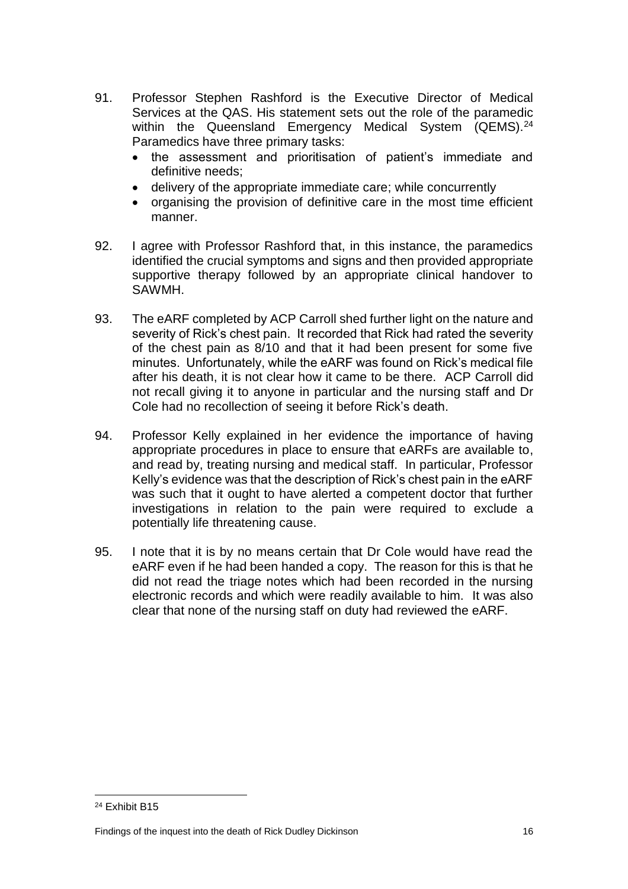91. Professor Stephen Rashford is the Executive Director of Medical Services at the QAS. His statement sets out the role of the paramedic within the Queensland Emergency Medical System (QEMS).[24] Paramedics have three primary tasks:
    - the assessment and prioritisation of patient's immediate and definitive needs;
    - delivery of the appropriate immediate care; while concurrently
    - organising the provision of definitive care in the most time efficient manner.

92. I agree with Professor Rashford that, in this instance, the paramedics identified the crucial symptoms and signs and then provided appropriate supportive therapy followed by an appropriate clinical handover to SAWMH.

93. The eARF completed by ACP Carroll shed further light on the nature and severity of Rick's chest pain. It recorded that Rick had rated the severity of the chest pain as 8/10 and that it had been present for some five minutes. Unfortunately, while the eARF was found on Rick's medical file after his death, it is not clear how it came to be there. ACP Carroll did not recall giving it to anyone in particular and the nursing staff and Dr Cole had no recollection of seeing it before Rick's death.

94. Professor Kelly explained in her evidence the importance of having appropriate procedures in place to ensure that eARFs are available to, and read by, treating nursing and medical staff. In particular, Professor Kelly's evidence was that the description of Rick's chest pain in the eARF was such that it ought to have alerted a competent doctor that further investigations in relation to the pain were required to exclude a potentially life threatening cause.

95. I note that it is by no means certain that Dr Cole would have read the eARF even if he had been handed a copy. The reason for this is that he did not read the triage notes which had been recorded in the nursing electronic records and which were readily available to him. It was also clear that none of the nursing staff on duty had reviewed the eARF.

---

[24] Exhibit B15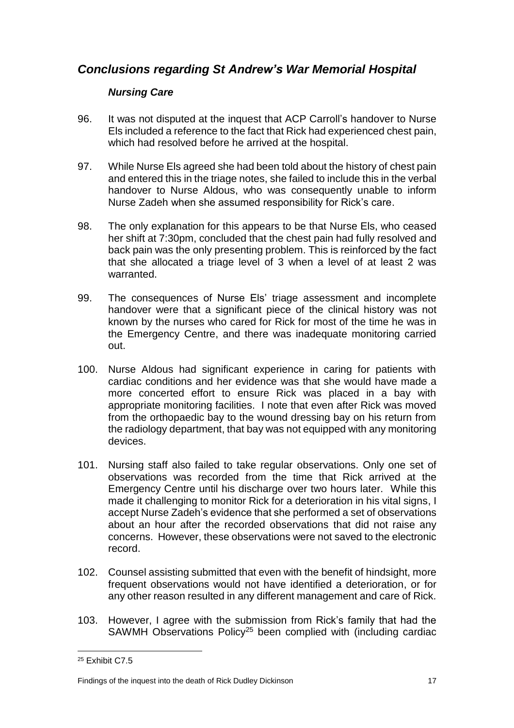## *Conclusions regarding St Andrew's War Memorial Hospital*

### *Nursing Care*

96. It was not disputed at the inquest that ACP Carroll's handover to Nurse Els included a reference to the fact that Rick had experienced chest pain, which had resolved before he arrived at the hospital.

97. While Nurse Els agreed she had been told about the history of chest pain and entered this in the triage notes, she failed to include this in the verbal handover to Nurse Aldous, who was consequently unable to inform Nurse Zadeh when she assumed responsibility for Rick's care.

98. The only explanation for this appears to be that Nurse Els, who ceased her shift at 7:30pm, concluded that the chest pain had fully resolved and back pain was the only presenting problem. This is reinforced by the fact that she allocated a triage level of 3 when a level of at least 2 was warranted.

99. The consequences of Nurse Els' triage assessment and incomplete handover were that a significant piece of the clinical history was not known by the nurses who cared for Rick for most of the time he was in the Emergency Centre, and there was inadequate monitoring carried out.

100. Nurse Aldous had significant experience in caring for patients with cardiac conditions and her evidence was that she would have made a more concerted effort to ensure Rick was placed in a bay with appropriate monitoring facilities. I note that even after Rick was moved from the orthopaedic bay to the wound dressing bay on his return from the radiology department, that bay was not equipped with any monitoring devices.

101. Nursing staff also failed to take regular observations. Only one set of observations was recorded from the time that Rick arrived at the Emergency Centre until his discharge over two hours later. While this made it challenging to monitor Rick for a deterioration in his vital signs, I accept Nurse Zadeh's evidence that she performed a set of observations about an hour after the recorded observations that did not raise any concerns. However, these observations were not saved to the electronic record.

102. Counsel assisting submitted that even with the benefit of hindsight, more frequent observations would not have identified a deterioration, or for any other reason resulted in any different management and care of Rick.

103. However, I agree with the submission from Rick's family that had the SAWMH Observations Policy[25] been complied with (including cardiac

---

[25] Exhibit C7.5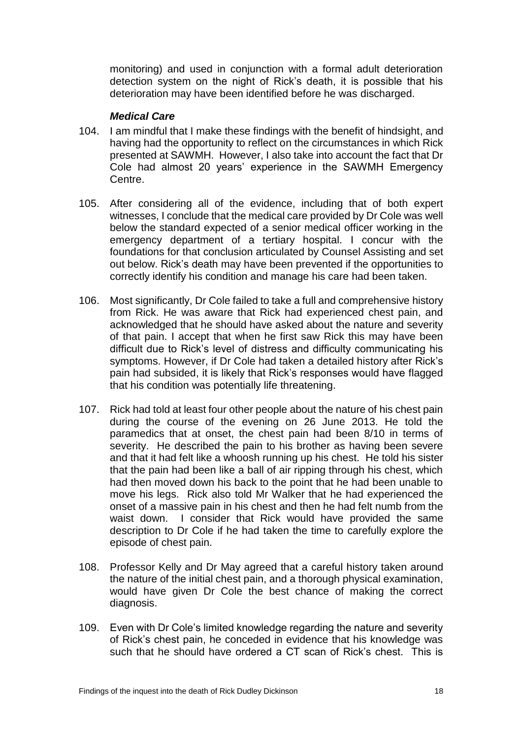monitoring) and used in conjunction with a formal adult deterioration detection system on the night of Rick's death, it is possible that his deterioration may have been identified before he was discharged.

### *Medical Care*

104. I am mindful that I make these findings with the benefit of hindsight, and having had the opportunity to reflect on the circumstances in which Rick presented at SAWMH. However, I also take into account the fact that Dr Cole had almost 20 years' experience in the SAWMH Emergency Centre.

105. After considering all of the evidence, including that of both expert witnesses, I conclude that the medical care provided by Dr Cole was well below the standard expected of a senior medical officer working in the emergency department of a tertiary hospital. I concur with the foundations for that conclusion articulated by Counsel Assisting and set out below. Rick's death may have been prevented if the opportunities to correctly identify his condition and manage his care had been taken.

106. Most significantly, Dr Cole failed to take a full and comprehensive history from Rick. He was aware that Rick had experienced chest pain, and acknowledged that he should have asked about the nature and severity of that pain. I accept that when he first saw Rick this may have been difficult due to Rick's level of distress and difficulty communicating his symptoms. However, if Dr Cole had taken a detailed history after Rick's pain had subsided, it is likely that Rick's responses would have flagged that his condition was potentially life threatening.

107. Rick had told at least four other people about the nature of his chest pain during the course of the evening on 26 June 2013. He told the paramedics that at onset, the chest pain had been 8/10 in terms of severity. He described the pain to his brother as having been severe and that it had felt like a whoosh running up his chest. He told his sister that the pain had been like a ball of air ripping through his chest, which had then moved down his back to the point that he had been unable to move his legs. Rick also told Mr Walker that he had experienced the onset of a massive pain in his chest and then he had felt numb from the waist down. I consider that Rick would have provided the same description to Dr Cole if he had taken the time to carefully explore the episode of chest pain.

108. Professor Kelly and Dr May agreed that a careful history taken around the nature of the initial chest pain, and a thorough physical examination, would have given Dr Cole the best chance of making the correct diagnosis.

109. Even with Dr Cole's limited knowledge regarding the nature and severity of Rick's chest pain, he conceded in evidence that his knowledge was such that he should have ordered a CT scan of Rick's chest. This is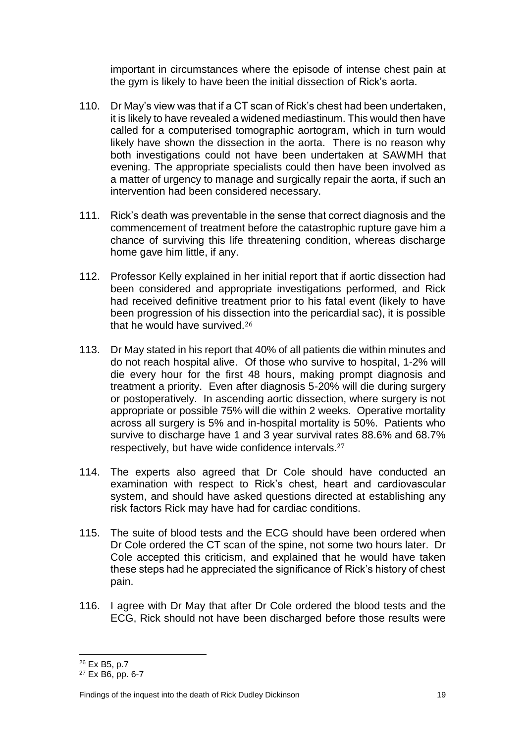important in circumstances where the episode of intense chest pain at the gym is likely to have been the initial dissection of Rick's aorta.

110. Dr May's view was that if a CT scan of Rick's chest had been undertaken, it is likely to have revealed a widened mediastinum. This would then have called for a computerised tomographic aortogram, which in turn would likely have shown the dissection in the aorta. There is no reason why both investigations could not have been undertaken at SAWMH that evening. The appropriate specialists could then have been involved as a matter of urgency to manage and surgically repair the aorta, if such an intervention had been considered necessary.

111. Rick's death was preventable in the sense that correct diagnosis and the commencement of treatment before the catastrophic rupture gave him a chance of surviving this life threatening condition, whereas discharge home gave him little, if any.

112. Professor Kelly explained in her initial report that if aortic dissection had been considered and appropriate investigations performed, and Rick had received definitive treatment prior to his fatal event (likely to have been progression of his dissection into the pericardial sac), it is possible that he would have survived.[26]

113. Dr May stated in his report that 40% of all patients die within minutes and do not reach hospital alive. Of those who survive to hospital, 1-2% will die every hour for the first 48 hours, making prompt diagnosis and treatment a priority. Even after diagnosis 5-20% will die during surgery or postoperatively. In ascending aortic dissection, where surgery is not appropriate or possible 75% will die within 2 weeks. Operative mortality across all surgery is 5% and in-hospital mortality is 50%. Patients who survive to discharge have 1 and 3 year survival rates 88.6% and 68.7% respectively, but have wide confidence intervals.[27]

114. The experts also agreed that Dr Cole should have conducted an examination with respect to Rick's chest, heart and cardiovascular system, and should have asked questions directed at establishing any risk factors Rick may have had for cardiac conditions.

115. The suite of blood tests and the ECG should have been ordered when Dr Cole ordered the CT scan of the spine, not some two hours later. Dr Cole accepted this criticism, and explained that he would have taken these steps had he appreciated the significance of Rick's history of chest pain.

116. I agree with Dr May that after Dr Cole ordered the blood tests and the ECG, Rick should not have been discharged before those results were

---

[26] Ex B5, p.7

[27] Ex B6, pp. 6-7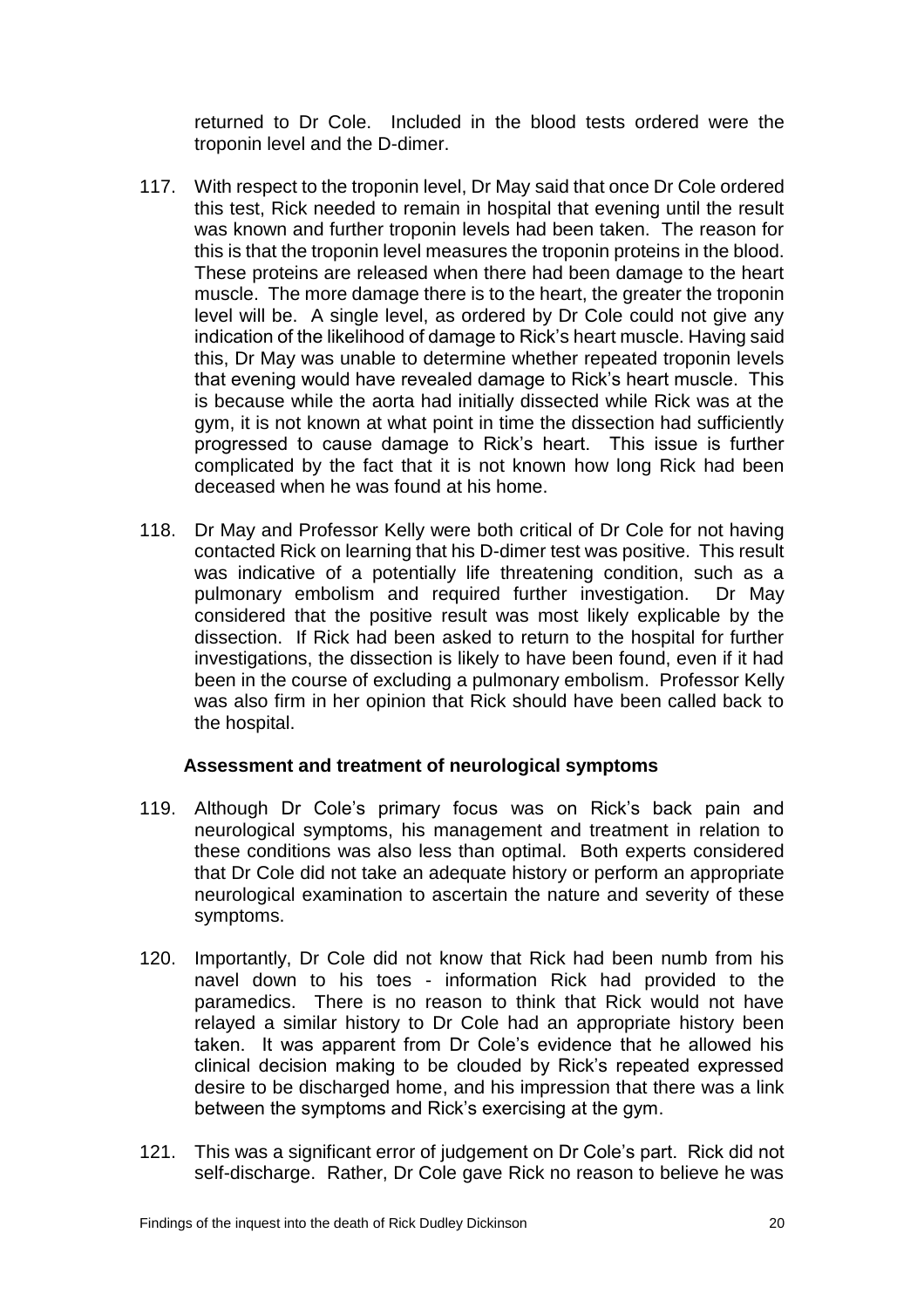returned to Dr Cole. Included in the blood tests ordered were the troponin level and the D-dimer.

117. With respect to the troponin level, Dr May said that once Dr Cole ordered this test, Rick needed to remain in hospital that evening until the result was known and further troponin levels had been taken. The reason for this is that the troponin level measures the troponin proteins in the blood. These proteins are released when there had been damage to the heart muscle. The more damage there is to the heart, the greater the troponin level will be. A single level, as ordered by Dr Cole could not give any indication of the likelihood of damage to Rick's heart muscle. Having said this, Dr May was unable to determine whether repeated troponin levels that evening would have revealed damage to Rick's heart muscle. This is because while the aorta had initially dissected while Rick was at the gym, it is not known at what point in time the dissection had sufficiently progressed to cause damage to Rick's heart. This issue is further complicated by the fact that it is not known how long Rick had been deceased when he was found at his home.

118. Dr May and Professor Kelly were both critical of Dr Cole for not having contacted Rick on learning that his D-dimer test was positive. This result was indicative of a potentially life threatening condition, such as a pulmonary embolism and required further investigation. Dr May considered that the positive result was most likely explicable by the dissection. If Rick had been asked to return to the hospital for further investigations, the dissection is likely to have been found, even if it had been in the course of excluding a pulmonary embolism. Professor Kelly was also firm in her opinion that Rick should have been called back to the hospital.

### Assessment and treatment of neurological symptoms

119. Although Dr Cole's primary focus was on Rick's back pain and neurological symptoms, his management and treatment in relation to these conditions was also less than optimal. Both experts considered that Dr Cole did not take an adequate history or perform an appropriate neurological examination to ascertain the nature and severity of these symptoms.

120. Importantly, Dr Cole did not know that Rick had been numb from his navel down to his toes - information Rick had provided to the paramedics. There is no reason to think that Rick would not have relayed a similar history to Dr Cole had an appropriate history been taken. It was apparent from Dr Cole's evidence that he allowed his clinical decision making to be clouded by Rick's repeated expressed desire to be discharged home, and his impression that there was a link between the symptoms and Rick's exercising at the gym.

121. This was a significant error of judgement on Dr Cole's part. Rick did not self-discharge. Rather, Dr Cole gave Rick no reason to believe he was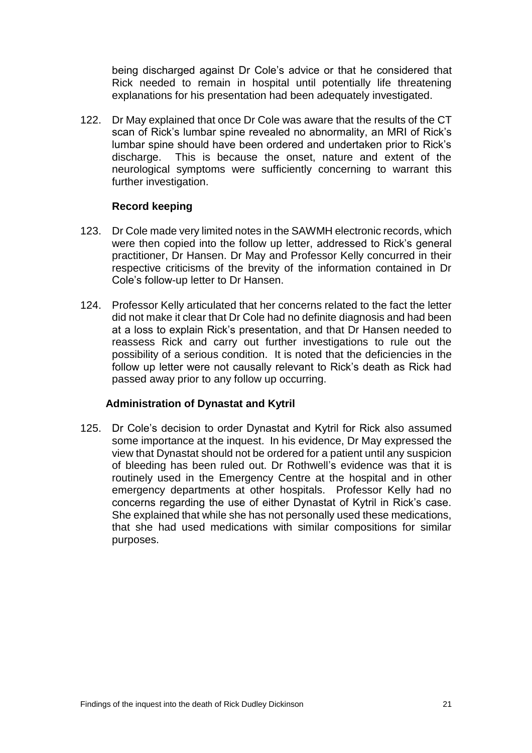being discharged against Dr Cole's advice or that he considered that Rick needed to remain in hospital until potentially life threatening explanations for his presentation had been adequately investigated.

122. Dr May explained that once Dr Cole was aware that the results of the CT scan of Rick's lumbar spine revealed no abnormality, an MRI of Rick's lumbar spine should have been ordered and undertaken prior to Rick's discharge. This is because the onset, nature and extent of the neurological symptoms were sufficiently concerning to warrant this further investigation.

### Record keeping

123. Dr Cole made very limited notes in the SAWMH electronic records, which were then copied into the follow up letter, addressed to Rick's general practitioner, Dr Hansen. Dr May and Professor Kelly concurred in their respective criticisms of the brevity of the information contained in Dr Cole's follow-up letter to Dr Hansen.

124. Professor Kelly articulated that her concerns related to the fact the letter did not make it clear that Dr Cole had no definite diagnosis and had been at a loss to explain Rick's presentation, and that Dr Hansen needed to reassess Rick and carry out further investigations to rule out the possibility of a serious condition. It is noted that the deficiencies in the follow up letter were not causally relevant to Rick's death as Rick had passed away prior to any follow up occurring.

### Administration of Dynastat and Kytril

125. Dr Cole's decision to order Dynastat and Kytril for Rick also assumed some importance at the inquest. In his evidence, Dr May expressed the view that Dynastat should not be ordered for a patient until any suspicion of bleeding has been ruled out. Dr Rothwell's evidence was that it is routinely used in the Emergency Centre at the hospital and in other emergency departments at other hospitals. Professor Kelly had no concerns regarding the use of either Dynastat of Kytril in Rick's case. She explained that while she has not personally used these medications, that she had used medications with similar compositions for similar purposes.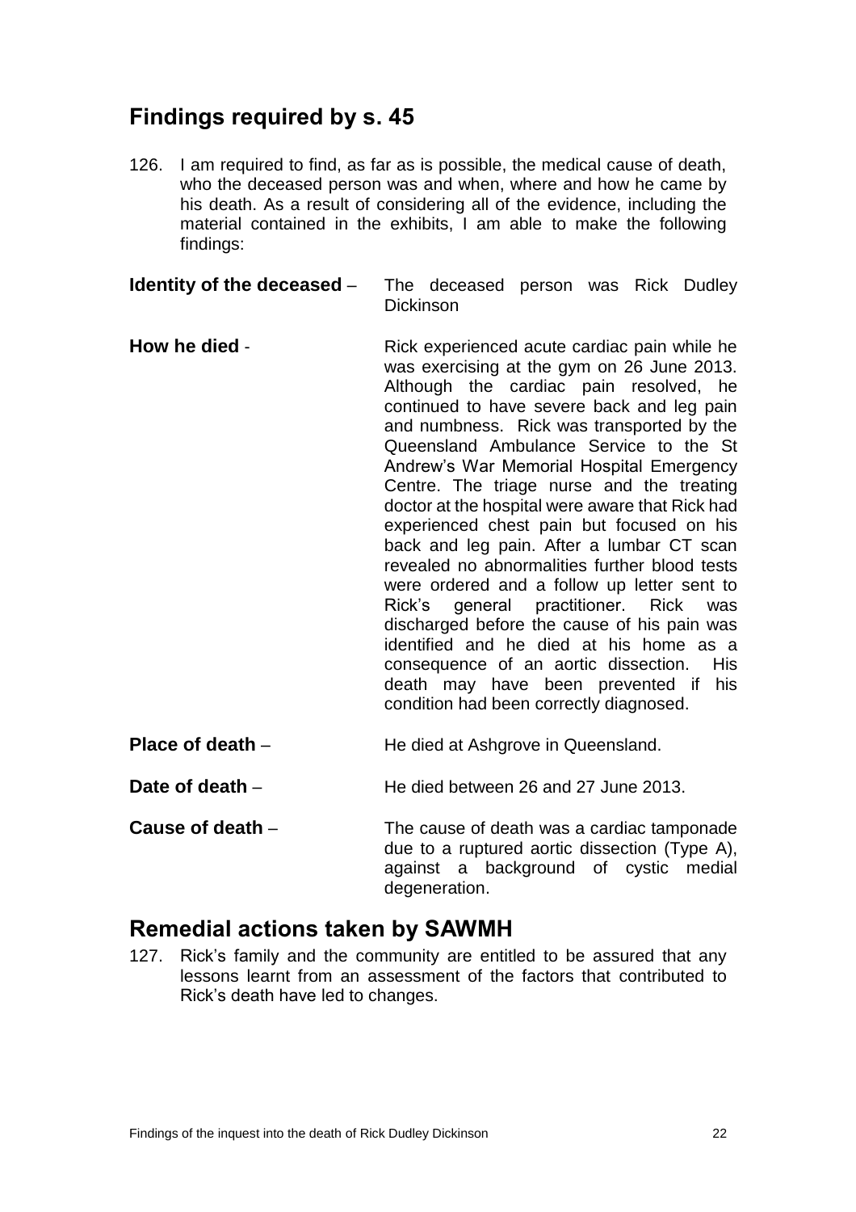## Findings required by s. 45

126. I am required to find, as far as is possible, the medical cause of death, who the deceased person was and when, where and how he came by his death. As a result of considering all of the evidence, including the material contained in the exhibits, I am able to make the following findings:

**Identity of the deceased** – The deceased person was Rick Dudley Dickinson

**How he died** - Rick experienced acute cardiac pain while he was exercising at the gym on 26 June 2013. Although the cardiac pain resolved, he continued to have severe back and leg pain and numbness. Rick was transported by the Queensland Ambulance Service to the St Andrew's War Memorial Hospital Emergency Centre. The triage nurse and the treating doctor at the hospital were aware that Rick had experienced chest pain but focused on his back and leg pain. After a lumbar CT scan revealed no abnormalities further blood tests were ordered and a follow up letter sent to Rick's general practitioner. Rick was discharged before the cause of his pain was identified and he died at his home as a consequence of an aortic dissection. His death may have been prevented if his condition had been correctly diagnosed.

**Place of death** – He died at Ashgrove in Queensland.

**Date of death** – He died between 26 and 27 June 2013.

**Cause of death** – The cause of death was a cardiac tamponade due to a ruptured aortic dissection (Type A), against a background of cystic medial degeneration.

## Remedial actions taken by SAWMH

127. Rick's family and the community are entitled to be assured that any lessons learnt from an assessment of the factors that contributed to Rick's death have led to changes.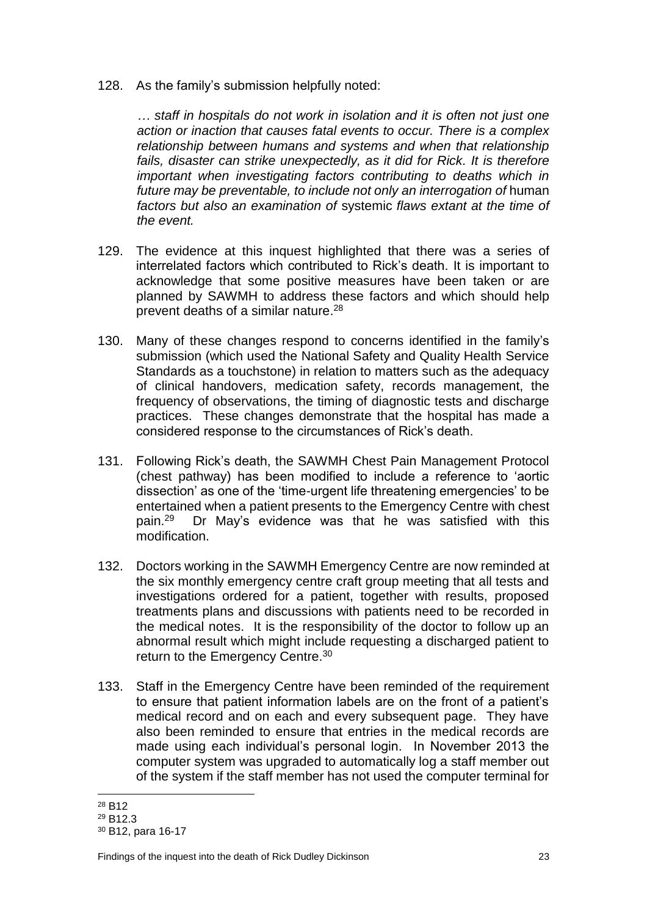128. As the family's submission helpfully noted:

> *… staff in hospitals do not work in isolation and it is often not just one action or inaction that causes fatal events to occur. There is a complex relationship between humans and systems and when that relationship fails, disaster can strike unexpectedly, as it did for Rick. It is therefore important when investigating factors contributing to deaths which in future may be preventable, to include not only an interrogation of* human *factors but also an examination of* systemic *flaws extant at the time of the event.*

129. The evidence at this inquest highlighted that there was a series of interrelated factors which contributed to Rick's death. It is important to acknowledge that some positive measures have been taken or are planned by SAWMH to address these factors and which should help prevent deaths of a similar nature.[28]

130. Many of these changes respond to concerns identified in the family's submission (which used the National Safety and Quality Health Service Standards as a touchstone) in relation to matters such as the adequacy of clinical handovers, medication safety, records management, the frequency of observations, the timing of diagnostic tests and discharge practices. These changes demonstrate that the hospital has made a considered response to the circumstances of Rick's death.

131. Following Rick's death, the SAWMH Chest Pain Management Protocol (chest pathway) has been modified to include a reference to 'aortic dissection' as one of the 'time-urgent life threatening emergencies' to be entertained when a patient presents to the Emergency Centre with chest pain.[29] Dr May's evidence was that he was satisfied with this modification.

132. Doctors working in the SAWMH Emergency Centre are now reminded at the six monthly emergency centre craft group meeting that all tests and investigations ordered for a patient, together with results, proposed treatments plans and discussions with patients need to be recorded in the medical notes. It is the responsibility of the doctor to follow up an abnormal result which might include requesting a discharged patient to return to the Emergency Centre.[30]

133. Staff in the Emergency Centre have been reminded of the requirement to ensure that patient information labels are on the front of a patient's medical record and on each and every subsequent page. They have also been reminded to ensure that entries in the medical records are made using each individual's personal login. In November 2013 the computer system was upgraded to automatically log a staff member out of the system if the staff member has not used the computer terminal for

---

[28] B12

[29] B12.3

[30] B12, para 16-17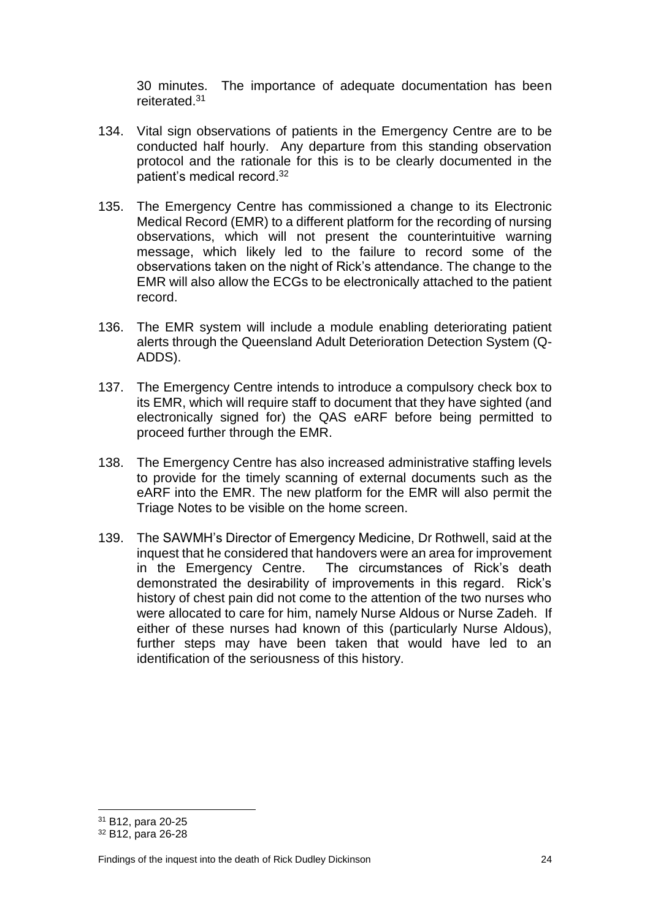30 minutes. The importance of adequate documentation has been reiterated.[31]

134. Vital sign observations of patients in the Emergency Centre are to be conducted half hourly. Any departure from this standing observation protocol and the rationale for this is to be clearly documented in the patient's medical record.[32]

135. The Emergency Centre has commissioned a change to its Electronic Medical Record (EMR) to a different platform for the recording of nursing observations, which will not present the counterintuitive warning message, which likely led to the failure to record some of the observations taken on the night of Rick's attendance. The change to the EMR will also allow the ECGs to be electronically attached to the patient record.

136. The EMR system will include a module enabling deteriorating patient alerts through the Queensland Adult Deterioration Detection System (Q-ADDS).

137. The Emergency Centre intends to introduce a compulsory check box to its EMR, which will require staff to document that they have sighted (and electronically signed for) the QAS eARF before being permitted to proceed further through the EMR.

138. The Emergency Centre has also increased administrative staffing levels to provide for the timely scanning of external documents such as the eARF into the EMR. The new platform for the EMR will also permit the Triage Notes to be visible on the home screen.

139. The SAWMH's Director of Emergency Medicine, Dr Rothwell, said at the inquest that he considered that handovers were an area for improvement in the Emergency Centre. The circumstances of Rick's death demonstrated the desirability of improvements in this regard. Rick's history of chest pain did not come to the attention of the two nurses who were allocated to care for him, namely Nurse Aldous or Nurse Zadeh. If either of these nurses had known of this (particularly Nurse Aldous), further steps may have been taken that would have led to an identification of the seriousness of this history.

---

[31] B12, para 20-25

[32] B12, para 26-28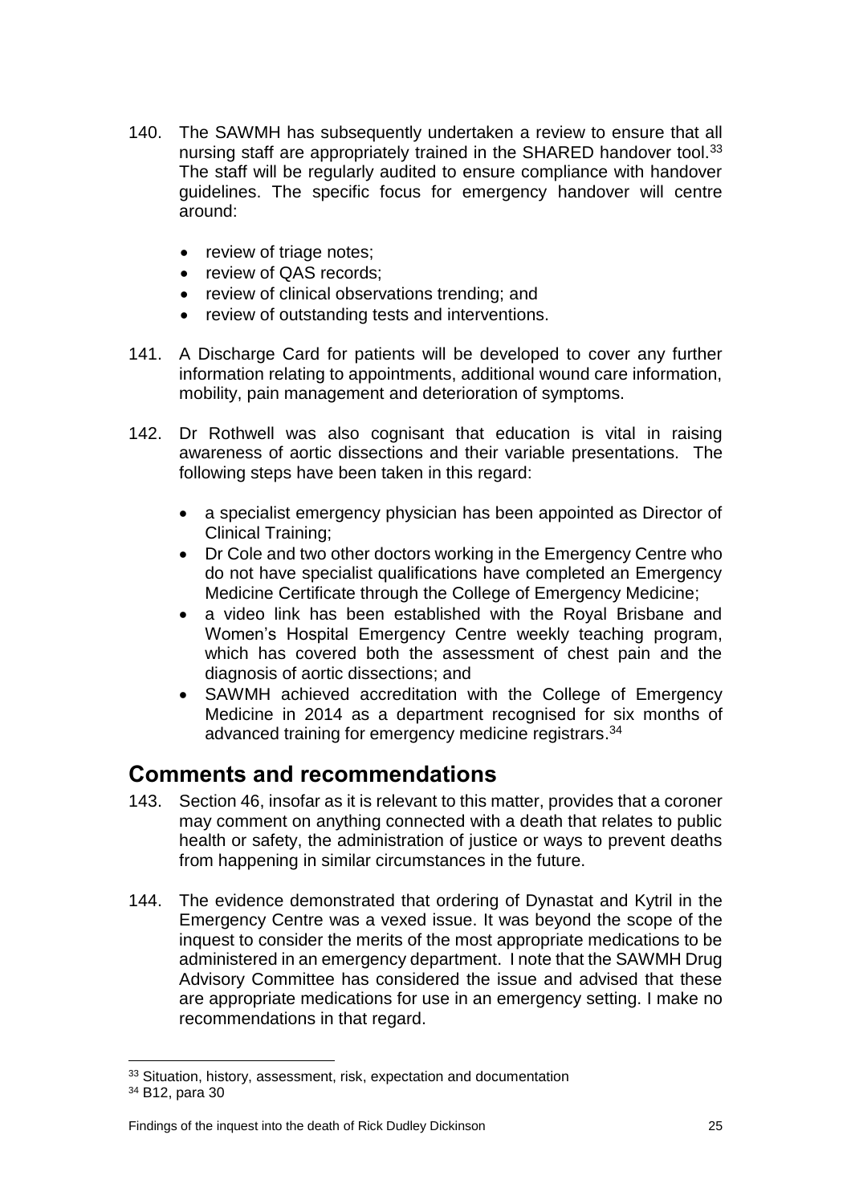140. The SAWMH has subsequently undertaken a review to ensure that all nursing staff are appropriately trained in the SHARED handover tool.[33] The staff will be regularly audited to ensure compliance with handover guidelines. The specific focus for emergency handover will centre around:

- review of triage notes;
- review of QAS records;
- review of clinical observations trending; and
- review of outstanding tests and interventions.

141. A Discharge Card for patients will be developed to cover any further information relating to appointments, additional wound care information, mobility, pain management and deterioration of symptoms.

142. Dr Rothwell was also cognisant that education is vital in raising awareness of aortic dissections and their variable presentations. The following steps have been taken in this regard:

- a specialist emergency physician has been appointed as Director of Clinical Training;
- Dr Cole and two other doctors working in the Emergency Centre who do not have specialist qualifications have completed an Emergency Medicine Certificate through the College of Emergency Medicine;
- a video link has been established with the Royal Brisbane and Women's Hospital Emergency Centre weekly teaching program, which has covered both the assessment of chest pain and the diagnosis of aortic dissections; and
- SAWMH achieved accreditation with the College of Emergency Medicine in 2014 as a department recognised for six months of advanced training for emergency medicine registrars.[34]

## Comments and recommendations

143. Section 46, insofar as it is relevant to this matter, provides that a coroner may comment on anything connected with a death that relates to public health or safety, the administration of justice or ways to prevent deaths from happening in similar circumstances in the future.

144. The evidence demonstrated that ordering of Dynastat and Kytril in the Emergency Centre was a vexed issue. It was beyond the scope of the inquest to consider the merits of the most appropriate medications to be administered in an emergency department. I note that the SAWMH Drug Advisory Committee has considered the issue and advised that these are appropriate medications for use in an emergency setting. I make no recommendations in that regard.

---

[33] Situation, history, assessment, risk, expectation and documentation

[34] B12, para 30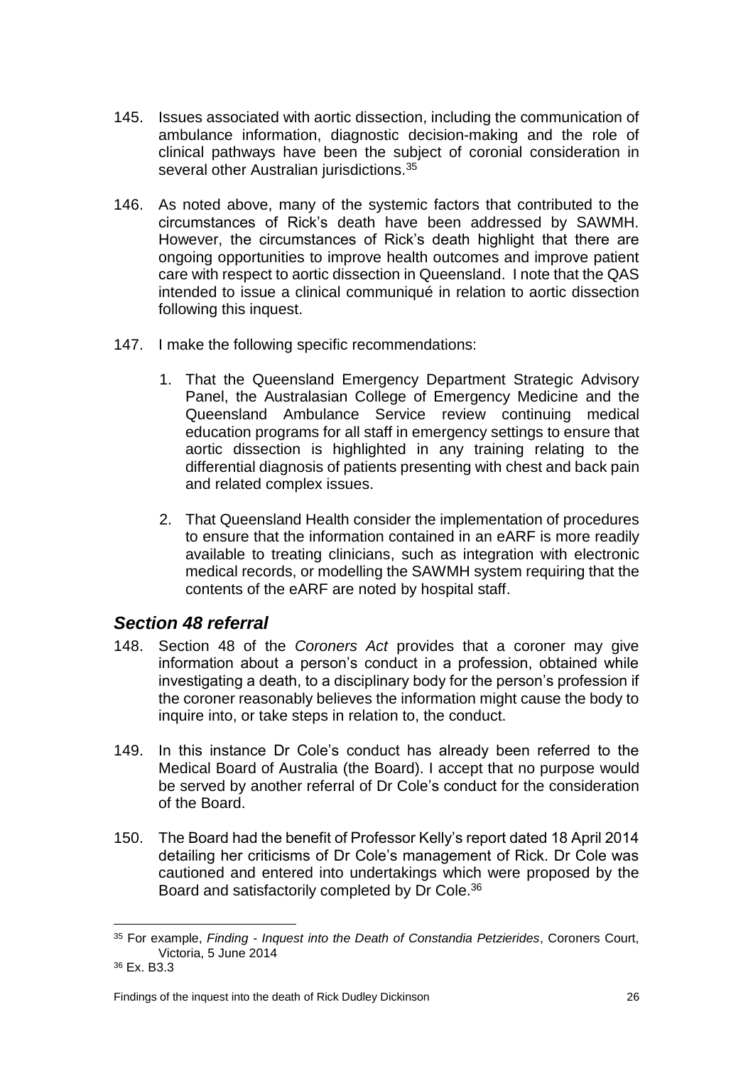145. Issues associated with aortic dissection, including the communication of ambulance information, diagnostic decision-making and the role of clinical pathways have been the subject of coronial consideration in several other Australian jurisdictions.[35]

146. As noted above, many of the systemic factors that contributed to the circumstances of Rick's death have been addressed by SAWMH. However, the circumstances of Rick's death highlight that there are ongoing opportunities to improve health outcomes and improve patient care with respect to aortic dissection in Queensland. I note that the QAS intended to issue a clinical communiqué in relation to aortic dissection following this inquest.

147. I make the following specific recommendations:

    1. That the Queensland Emergency Department Strategic Advisory Panel, the Australasian College of Emergency Medicine and the Queensland Ambulance Service review continuing medical education programs for all staff in emergency settings to ensure that aortic dissection is highlighted in any training relating to the differential diagnosis of patients presenting with chest and back pain and related complex issues.

    2. That Queensland Health consider the implementation of procedures to ensure that the information contained in an eARF is more readily available to treating clinicians, such as integration with electronic medical records, or modelling the SAWMH system requiring that the contents of the eARF are noted by hospital staff.

## *Section 48 referral*

148. Section 48 of the *Coroners Act* provides that a coroner may give information about a person's conduct in a profession, obtained while investigating a death, to a disciplinary body for the person's profession if the coroner reasonably believes the information might cause the body to inquire into, or take steps in relation to, the conduct.

149. In this instance Dr Cole's conduct has already been referred to the Medical Board of Australia (the Board). I accept that no purpose would be served by another referral of Dr Cole's conduct for the consideration of the Board.

150. The Board had the benefit of Professor Kelly's report dated 18 April 2014 detailing her criticisms of Dr Cole's management of Rick. Dr Cole was cautioned and entered into undertakings which were proposed by the Board and satisfactorily completed by Dr Cole.[36]

---

[35] For example, *Finding - Inquest into the Death of Constandia Petzierides*, Coroners Court, Victoria, 5 June 2014

[36] Ex. B3.3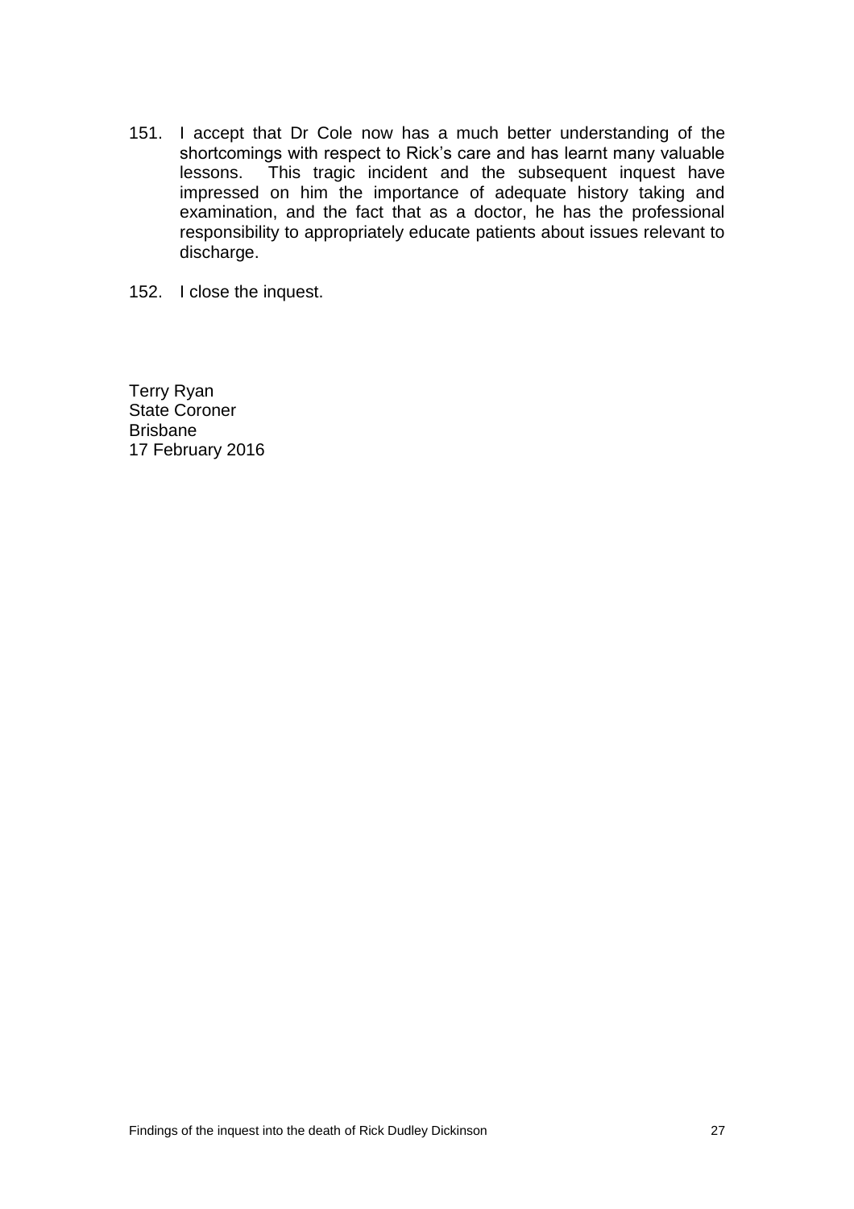151. I accept that Dr Cole now has a much better understanding of the shortcomings with respect to Rick's care and has learnt many valuable lessons. This tragic incident and the subsequent inquest have impressed on him the importance of adequate history taking and examination, and the fact that as a doctor, he has the professional responsibility to appropriately educate patients about issues relevant to discharge.

152. I close the inquest.

Terry Ryan
State Coroner
Brisbane
17 February 2016